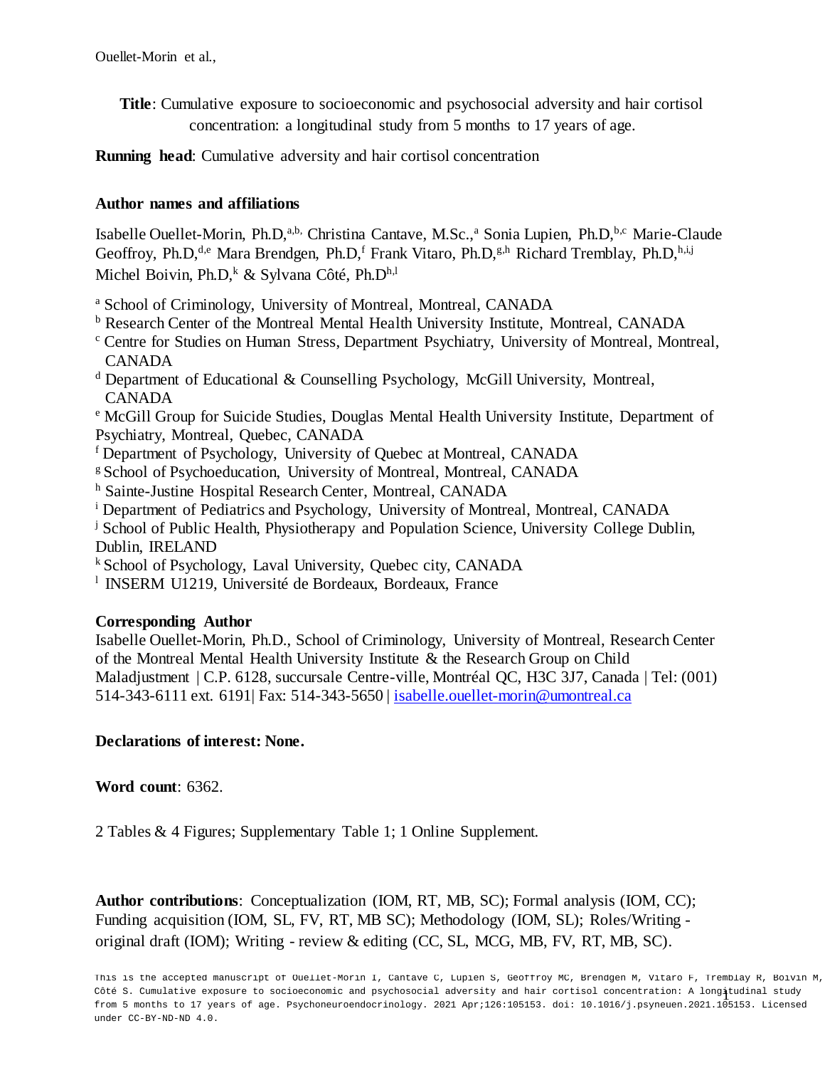**Title**: Cumulative exposure to socioeconomic and psychosocial adversity and hair cortisol concentration: a longitudinal study from 5 months to 17 years of age.

**Running head**: Cumulative adversity and hair cortisol concentration

**Author names and affiliations**

Isabelle Ouellet-Morin, Ph.D,[a,b,] Christina Cantave, M.Sc.,[a] Sonia Lupien, Ph.D,[b,c] Marie-Claude Geoffroy, Ph.D,[d,e] Mara Brendgen, Ph.D,[f] Frank Vitaro, Ph.D,[g,h] Richard Tremblay, Ph.D,[h,i,j] Michel Boivin, Ph.D,[k] & Sylvana Côté, Ph.D[h,l]

[a] School of Criminology, University of Montreal, Montreal, CANADA
[b] Research Center of the Montreal Mental Health University Institute, Montreal, CANADA
[c] Centre for Studies on Human Stress, Department Psychiatry, University of Montreal, Montreal, CANADA
[d] Department of Educational & Counselling Psychology, McGill University, Montreal, CANADA
[e] McGill Group for Suicide Studies, Douglas Mental Health University Institute, Department of Psychiatry, Montreal, Quebec, CANADA
[f] Department of Psychology, University of Quebec at Montreal, CANADA
[g] School of Psychoeducation, University of Montreal, Montreal, CANADA
[h] Sainte-Justine Hospital Research Center, Montreal, CANADA
[i] Department of Pediatrics and Psychology, University of Montreal, Montreal, CANADA
[j] School of Public Health, Physiotherapy and Population Science, University College Dublin, Dublin, IRELAND
[k] School of Psychology, Laval University, Quebec city, CANADA
[l] INSERM U1219, Université de Bordeaux, Bordeaux, France

**Corresponding Author**
Isabelle Ouellet-Morin, Ph.D., School of Criminology, University of Montreal, Research Center of the Montreal Mental Health University Institute & the Research Group on Child Maladjustment | C.P. 6128, succursale Centre-ville, Montréal QC, H3C 3J7, Canada | Tel: (001) 514-343-6111 ext. 6191| Fax: 514-343-5650 | isabelle.ouellet-morin@umontreal.ca

**Declarations of interest: None.**

**Word count**: 6362.

2 Tables & 4 Figures; Supplementary Table 1; 1 Online Supplement.

**Author contributions**: Conceptualization (IOM, RT, MB, SC); Formal analysis (IOM, CC); Funding acquisition (IOM, SL, FV, RT, MB SC); Methodology (IOM, SL); Roles/Writing - original draft (IOM); Writing - review & editing (CC, SL, MCG, MB, FV, RT, MB, SC).

This is the accepted manuscript of Ouellet-Morin I, Cantave C, Lupien S, Geoffroy MC, Brendgen M, Vitaro F, Tremblay R, Boivin M, Côté S. Cumulative exposure to socioeconomic and psychosocial adversity and hair cortisol concentration: A longitudinal study from 5 months to 17 years of age. Psychoneuroendocrinology. 2021 Apr;126:105153. doi: 10.1016/j.psyneuen.2021.105153. Licensed under CC-BY-ND-ND 4.0.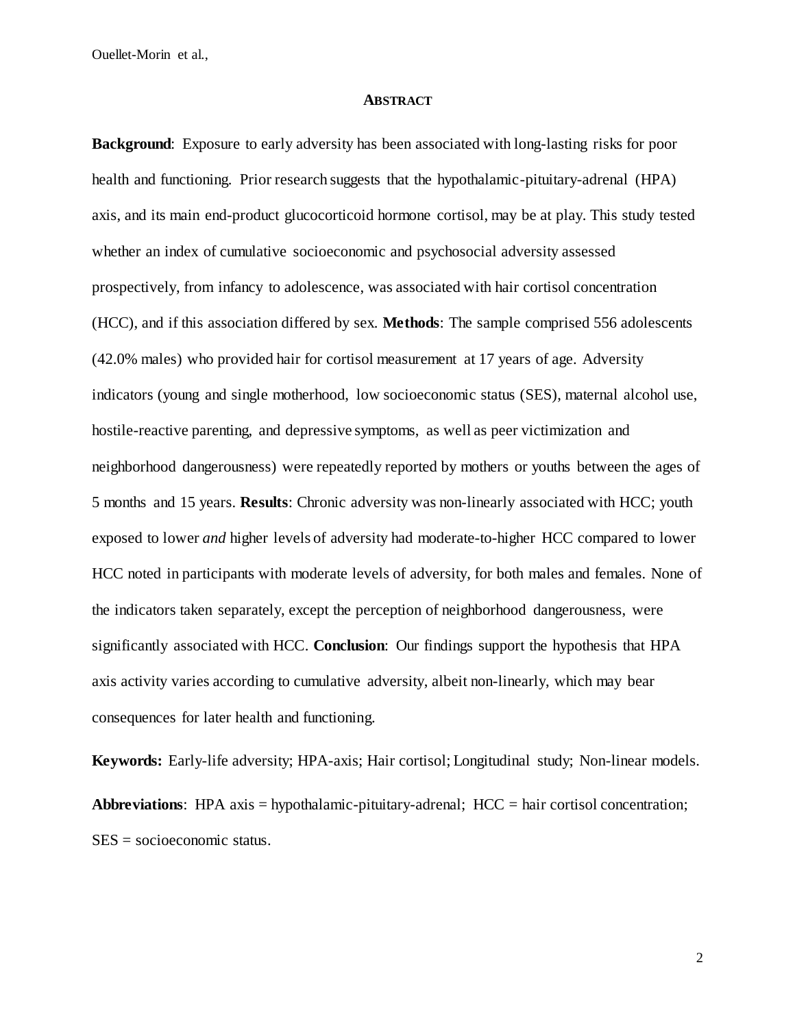## ABSTRACT

**Background**: Exposure to early adversity has been associated with long-lasting risks for poor health and functioning. Prior research suggests that the hypothalamic-pituitary-adrenal (HPA) axis, and its main end-product glucocorticoid hormone cortisol, may be at play. This study tested whether an index of cumulative socioeconomic and psychosocial adversity assessed prospectively, from infancy to adolescence, was associated with hair cortisol concentration (HCC), and if this association differed by sex. **Methods**: The sample comprised 556 adolescents (42.0% males) who provided hair for cortisol measurement at 17 years of age. Adversity indicators (young and single motherhood, low socioeconomic status (SES), maternal alcohol use, hostile-reactive parenting, and depressive symptoms, as well as peer victimization and neighborhood dangerousness) were repeatedly reported by mothers or youths between the ages of 5 months and 15 years. **Results**: Chronic adversity was non-linearly associated with HCC; youth exposed to lower *and* higher levels of adversity had moderate-to-higher HCC compared to lower HCC noted in participants with moderate levels of adversity, for both males and females. None of the indicators taken separately, except the perception of neighborhood dangerousness, were significantly associated with HCC. **Conclusion**: Our findings support the hypothesis that HPA axis activity varies according to cumulative adversity, albeit non-linearly, which may bear consequences for later health and functioning.

**Keywords:** Early-life adversity; HPA-axis; Hair cortisol; Longitudinal study; Non-linear models.

**Abbreviations**: HPA axis = hypothalamic-pituitary-adrenal; HCC = hair cortisol concentration; SES = socioeconomic status.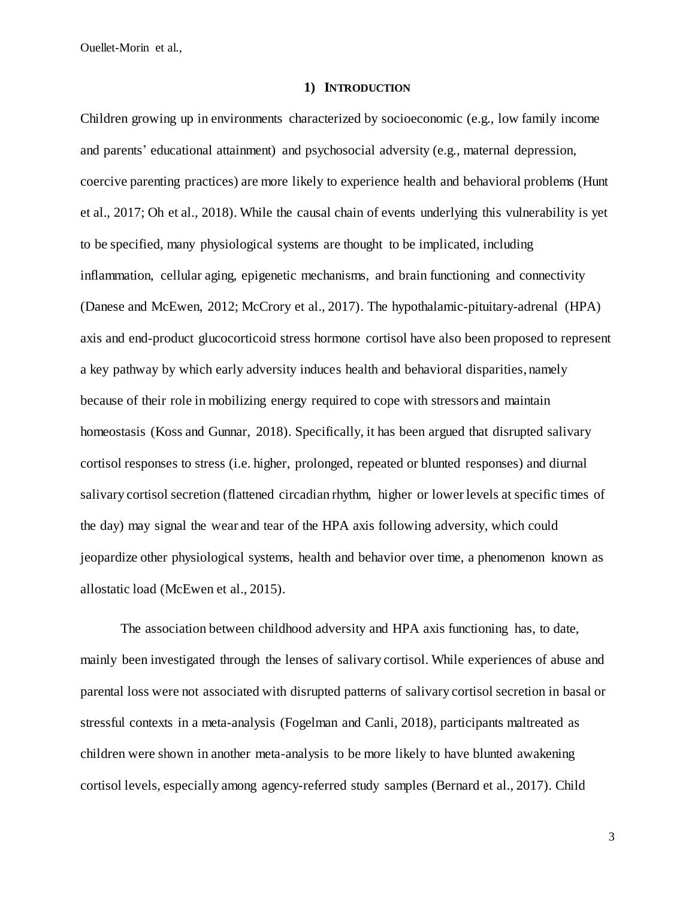## 1) INTRODUCTION

Children growing up in environments characterized by socioeconomic (e.g., low family income and parents' educational attainment) and psychosocial adversity (e.g., maternal depression, coercive parenting practices) are more likely to experience health and behavioral problems (Hunt et al., 2017; Oh et al., 2018). While the causal chain of events underlying this vulnerability is yet to be specified, many physiological systems are thought to be implicated, including inflammation, cellular aging, epigenetic mechanisms, and brain functioning and connectivity (Danese and McEwen, 2012; McCrory et al., 2017). The hypothalamic-pituitary-adrenal (HPA) axis and end-product glucocorticoid stress hormone cortisol have also been proposed to represent a key pathway by which early adversity induces health and behavioral disparities, namely because of their role in mobilizing energy required to cope with stressors and maintain homeostasis (Koss and Gunnar, 2018). Specifically, it has been argued that disrupted salivary cortisol responses to stress (i.e. higher, prolonged, repeated or blunted responses) and diurnal salivary cortisol secretion (flattened circadian rhythm, higher or lower levels at specific times of the day) may signal the wear and tear of the HPA axis following adversity, which could jeopardize other physiological systems, health and behavior over time, a phenomenon known as allostatic load (McEwen et al., 2015).

The association between childhood adversity and HPA axis functioning has, to date, mainly been investigated through the lenses of salivary cortisol. While experiences of abuse and parental loss were not associated with disrupted patterns of salivary cortisol secretion in basal or stressful contexts in a meta-analysis (Fogelman and Canli, 2018), participants maltreated as children were shown in another meta-analysis to be more likely to have blunted awakening cortisol levels, especially among agency-referred study samples (Bernard et al., 2017). Child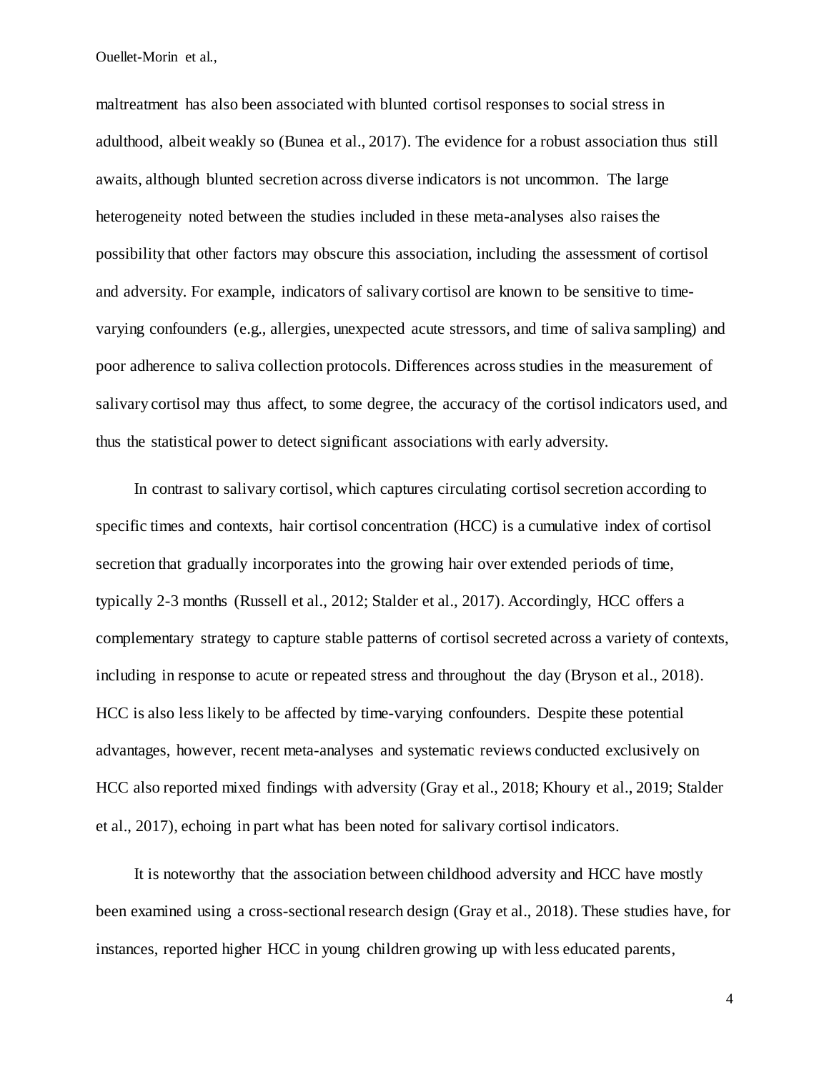maltreatment has also been associated with blunted cortisol responses to social stress in adulthood, albeit weakly so (Bunea et al., 2017). The evidence for a robust association thus still awaits, although blunted secretion across diverse indicators is not uncommon. The large heterogeneity noted between the studies included in these meta-analyses also raises the possibility that other factors may obscure this association, including the assessment of cortisol and adversity. For example, indicators of salivary cortisol are known to be sensitive to time-varying confounders (e.g., allergies, unexpected acute stressors, and time of saliva sampling) and poor adherence to saliva collection protocols. Differences across studies in the measurement of salivary cortisol may thus affect, to some degree, the accuracy of the cortisol indicators used, and thus the statistical power to detect significant associations with early adversity.

In contrast to salivary cortisol, which captures circulating cortisol secretion according to specific times and contexts, hair cortisol concentration (HCC) is a cumulative index of cortisol secretion that gradually incorporates into the growing hair over extended periods of time, typically 2-3 months (Russell et al., 2012; Stalder et al., 2017). Accordingly, HCC offers a complementary strategy to capture stable patterns of cortisol secreted across a variety of contexts, including in response to acute or repeated stress and throughout the day (Bryson et al., 2018). HCC is also less likely to be affected by time-varying confounders. Despite these potential advantages, however, recent meta-analyses and systematic reviews conducted exclusively on HCC also reported mixed findings with adversity (Gray et al., 2018; Khoury et al., 2019; Stalder et al., 2017), echoing in part what has been noted for salivary cortisol indicators.

It is noteworthy that the association between childhood adversity and HCC have mostly been examined using a cross-sectional research design (Gray et al., 2018). These studies have, for instances, reported higher HCC in young children growing up with less educated parents,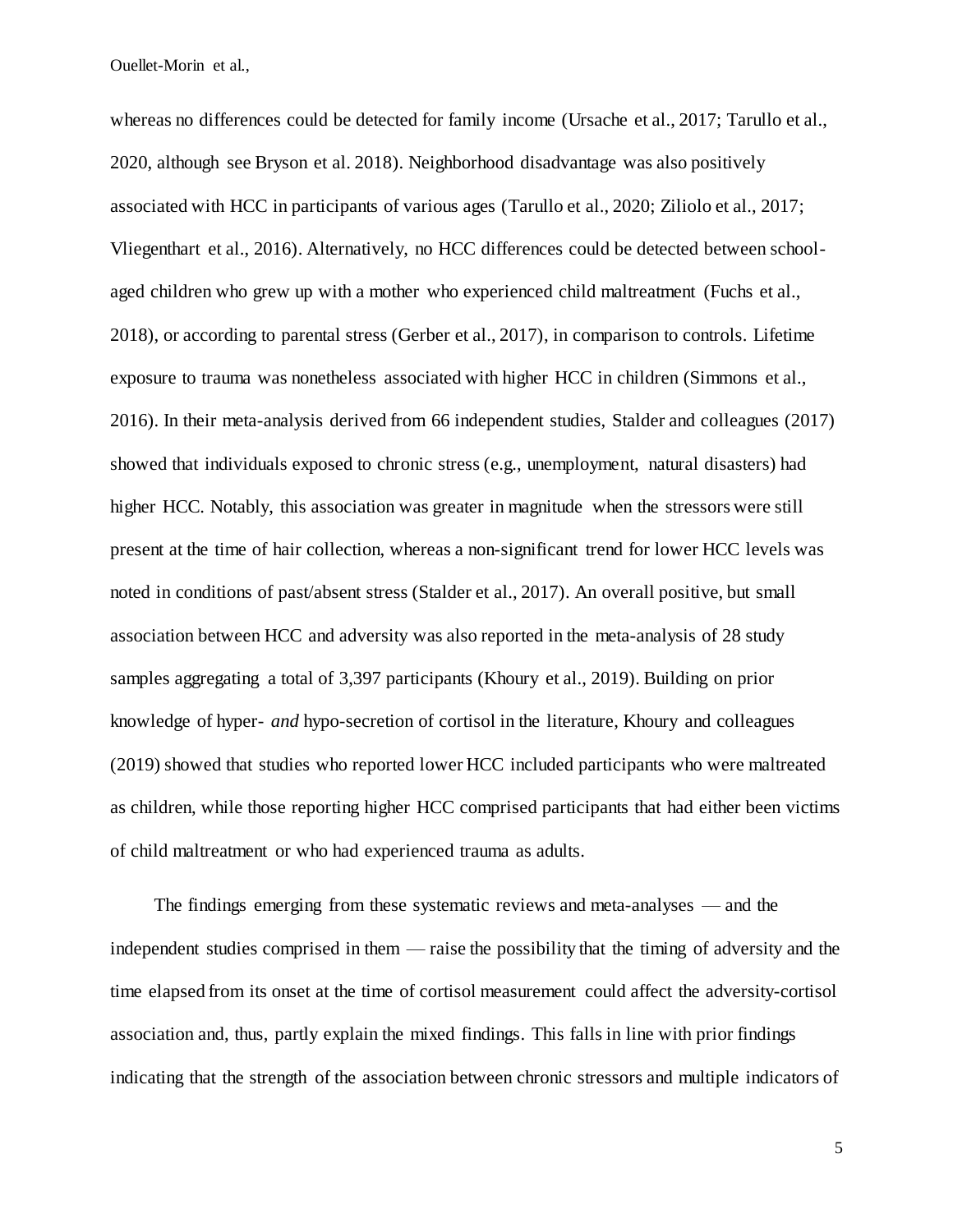whereas no differences could be detected for family income (Ursache et al., 2017; Tarullo et al., 2020, although see Bryson et al. 2018). Neighborhood disadvantage was also positively associated with HCC in participants of various ages (Tarullo et al., 2020; Ziliolo et al., 2017; Vliegenthart et al., 2016). Alternatively, no HCC differences could be detected between school-aged children who grew up with a mother who experienced child maltreatment (Fuchs et al., 2018), or according to parental stress (Gerber et al., 2017), in comparison to controls. Lifetime exposure to trauma was nonetheless associated with higher HCC in children (Simmons et al., 2016). In their meta-analysis derived from 66 independent studies, Stalder and colleagues (2017) showed that individuals exposed to chronic stress (e.g., unemployment, natural disasters) had higher HCC. Notably, this association was greater in magnitude when the stressors were still present at the time of hair collection, whereas a non-significant trend for lower HCC levels was noted in conditions of past/absent stress (Stalder et al., 2017). An overall positive, but small association between HCC and adversity was also reported in the meta-analysis of 28 study samples aggregating a total of 3,397 participants (Khoury et al., 2019). Building on prior knowledge of hyper- *and* hypo-secretion of cortisol in the literature, Khoury and colleagues (2019) showed that studies who reported lower HCC included participants who were maltreated as children, while those reporting higher HCC comprised participants that had either been victims of child maltreatment or who had experienced trauma as adults.

The findings emerging from these systematic reviews and meta-analyses — and the independent studies comprised in them — raise the possibility that the timing of adversity and the time elapsed from its onset at the time of cortisol measurement could affect the adversity-cortisol association and, thus, partly explain the mixed findings. This falls in line with prior findings indicating that the strength of the association between chronic stressors and multiple indicators of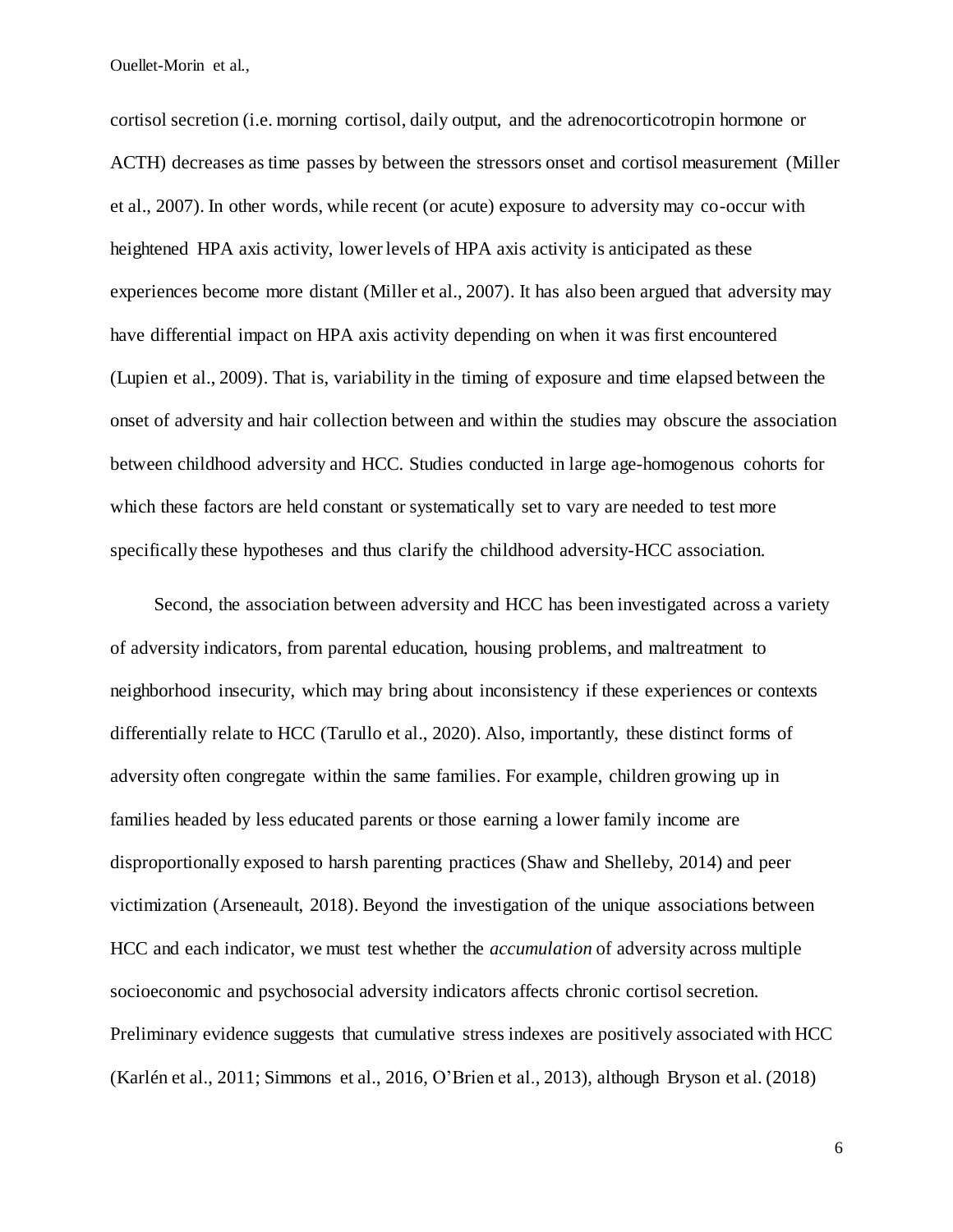cortisol secretion (i.e. morning cortisol, daily output, and the adrenocorticotropin hormone or ACTH) decreases as time passes by between the stressors onset and cortisol measurement (Miller et al., 2007). In other words, while recent (or acute) exposure to adversity may co-occur with heightened HPA axis activity, lower levels of HPA axis activity is anticipated as these experiences become more distant (Miller et al., 2007). It has also been argued that adversity may have differential impact on HPA axis activity depending on when it was first encountered (Lupien et al., 2009). That is, variability in the timing of exposure and time elapsed between the onset of adversity and hair collection between and within the studies may obscure the association between childhood adversity and HCC. Studies conducted in large age-homogenous cohorts for which these factors are held constant or systematically set to vary are needed to test more specifically these hypotheses and thus clarify the childhood adversity-HCC association.

Second, the association between adversity and HCC has been investigated across a variety of adversity indicators, from parental education, housing problems, and maltreatment to neighborhood insecurity, which may bring about inconsistency if these experiences or contexts differentially relate to HCC (Tarullo et al., 2020). Also, importantly, these distinct forms of adversity often congregate within the same families. For example, children growing up in families headed by less educated parents or those earning a lower family income are disproportionally exposed to harsh parenting practices (Shaw and Shelleby, 2014) and peer victimization (Arseneault, 2018). Beyond the investigation of the unique associations between HCC and each indicator, we must test whether the *accumulation* of adversity across multiple socioeconomic and psychosocial adversity indicators affects chronic cortisol secretion. Preliminary evidence suggests that cumulative stress indexes are positively associated with HCC (Karlén et al., 2011; Simmons et al., 2016, O'Brien et al., 2013), although Bryson et al. (2018)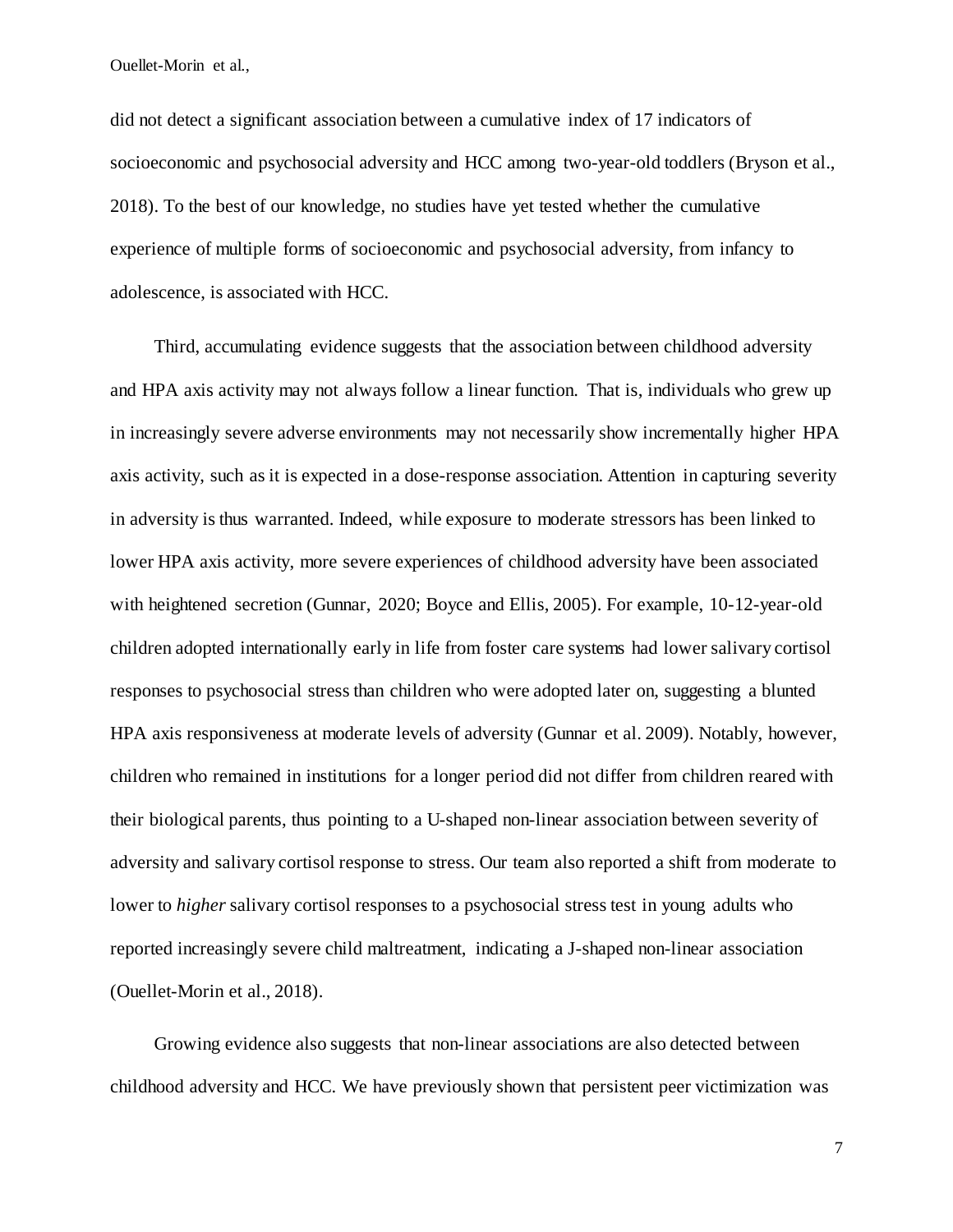did not detect a significant association between a cumulative index of 17 indicators of socioeconomic and psychosocial adversity and HCC among two-year-old toddlers (Bryson et al., 2018). To the best of our knowledge, no studies have yet tested whether the cumulative experience of multiple forms of socioeconomic and psychosocial adversity, from infancy to adolescence, is associated with HCC.

Third, accumulating evidence suggests that the association between childhood adversity and HPA axis activity may not always follow a linear function. That is, individuals who grew up in increasingly severe adverse environments may not necessarily show incrementally higher HPA axis activity, such as it is expected in a dose-response association. Attention in capturing severity in adversity is thus warranted. Indeed, while exposure to moderate stressors has been linked to lower HPA axis activity, more severe experiences of childhood adversity have been associated with heightened secretion (Gunnar, 2020; Boyce and Ellis, 2005). For example, 10-12-year-old children adopted internationally early in life from foster care systems had lower salivary cortisol responses to psychosocial stress than children who were adopted later on, suggesting a blunted HPA axis responsiveness at moderate levels of adversity (Gunnar et al. 2009). Notably, however, children who remained in institutions for a longer period did not differ from children reared with their biological parents, thus pointing to a U-shaped non-linear association between severity of adversity and salivary cortisol response to stress. Our team also reported a shift from moderate to lower to *higher* salivary cortisol responses to a psychosocial stress test in young adults who reported increasingly severe child maltreatment, indicating a J-shaped non-linear association (Ouellet-Morin et al., 2018).

Growing evidence also suggests that non-linear associations are also detected between childhood adversity and HCC. We have previously shown that persistent peer victimization was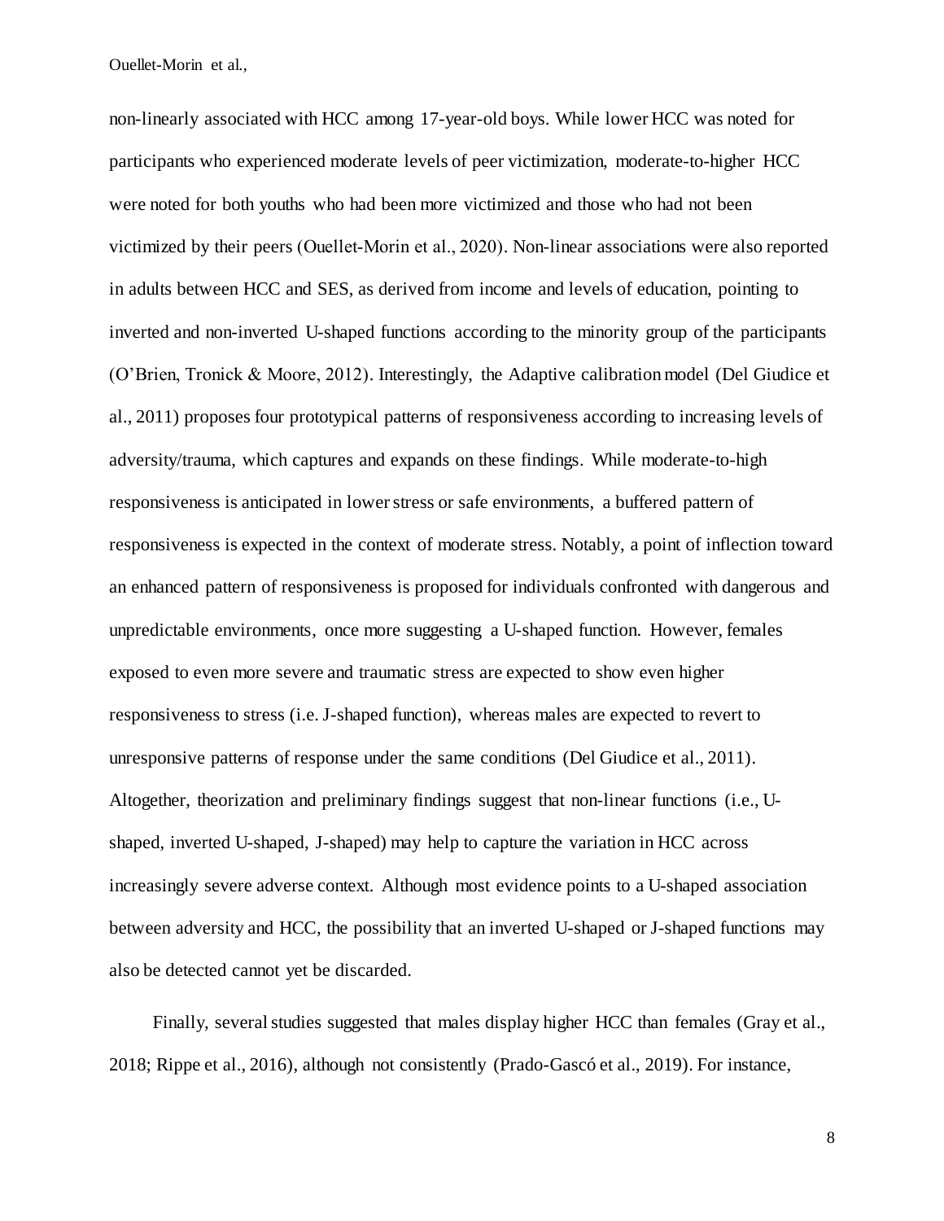non-linearly associated with HCC among 17-year-old boys. While lower HCC was noted for participants who experienced moderate levels of peer victimization, moderate-to-higher HCC were noted for both youths who had been more victimized and those who had not been victimized by their peers (Ouellet-Morin et al., 2020). Non-linear associations were also reported in adults between HCC and SES, as derived from income and levels of education, pointing to inverted and non-inverted U-shaped functions according to the minority group of the participants (O'Brien, Tronick & Moore, 2012). Interestingly, the Adaptive calibration model (Del Giudice et al., 2011) proposes four prototypical patterns of responsiveness according to increasing levels of adversity/trauma, which captures and expands on these findings. While moderate-to-high responsiveness is anticipated in lower stress or safe environments, a buffered pattern of responsiveness is expected in the context of moderate stress. Notably, a point of inflection toward an enhanced pattern of responsiveness is proposed for individuals confronted with dangerous and unpredictable environments, once more suggesting a U-shaped function. However, females exposed to even more severe and traumatic stress are expected to show even higher responsiveness to stress (i.e. J-shaped function), whereas males are expected to revert to unresponsive patterns of response under the same conditions (Del Giudice et al., 2011). Altogether, theorization and preliminary findings suggest that non-linear functions (i.e., U-shaped, inverted U-shaped, J-shaped) may help to capture the variation in HCC across increasingly severe adverse context. Although most evidence points to a U-shaped association between adversity and HCC, the possibility that an inverted U-shaped or J-shaped functions may also be detected cannot yet be discarded.

Finally, several studies suggested that males display higher HCC than females (Gray et al., 2018; Rippe et al., 2016), although not consistently (Prado-Gascó et al., 2019). For instance,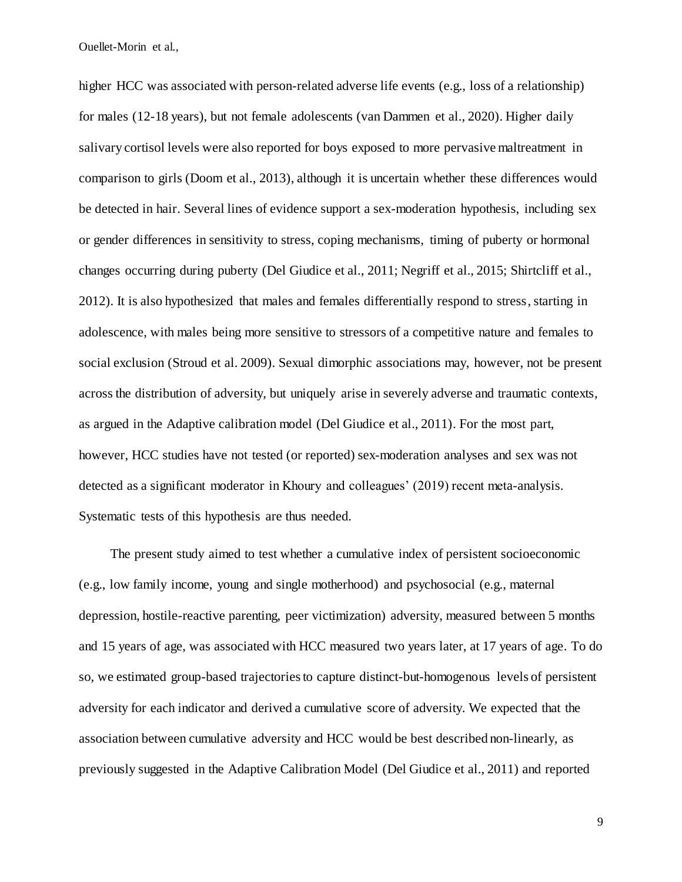higher HCC was associated with person-related adverse life events (e.g., loss of a relationship) for males (12-18 years), but not female adolescents (van Dammen et al., 2020). Higher daily salivary cortisol levels were also reported for boys exposed to more pervasive maltreatment in comparison to girls (Doom et al., 2013), although it is uncertain whether these differences would be detected in hair. Several lines of evidence support a sex-moderation hypothesis, including sex or gender differences in sensitivity to stress, coping mechanisms, timing of puberty or hormonal changes occurring during puberty (Del Giudice et al., 2011; Negriff et al., 2015; Shirtcliff et al., 2012). It is also hypothesized that males and females differentially respond to stress, starting in adolescence, with males being more sensitive to stressors of a competitive nature and females to social exclusion (Stroud et al. 2009). Sexual dimorphic associations may, however, not be present across the distribution of adversity, but uniquely arise in severely adverse and traumatic contexts, as argued in the Adaptive calibration model (Del Giudice et al., 2011). For the most part, however, HCC studies have not tested (or reported) sex-moderation analyses and sex was not detected as a significant moderator in Khoury and colleagues' (2019) recent meta-analysis. Systematic tests of this hypothesis are thus needed.

The present study aimed to test whether a cumulative index of persistent socioeconomic (e.g., low family income, young and single motherhood) and psychosocial (e.g., maternal depression, hostile-reactive parenting, peer victimization) adversity, measured between 5 months and 15 years of age, was associated with HCC measured two years later, at 17 years of age. To do so, we estimated group-based trajectories to capture distinct-but-homogenous levels of persistent adversity for each indicator and derived a cumulative score of adversity. We expected that the association between cumulative adversity and HCC would be best described non-linearly, as previously suggested in the Adaptive Calibration Model (Del Giudice et al., 2011) and reported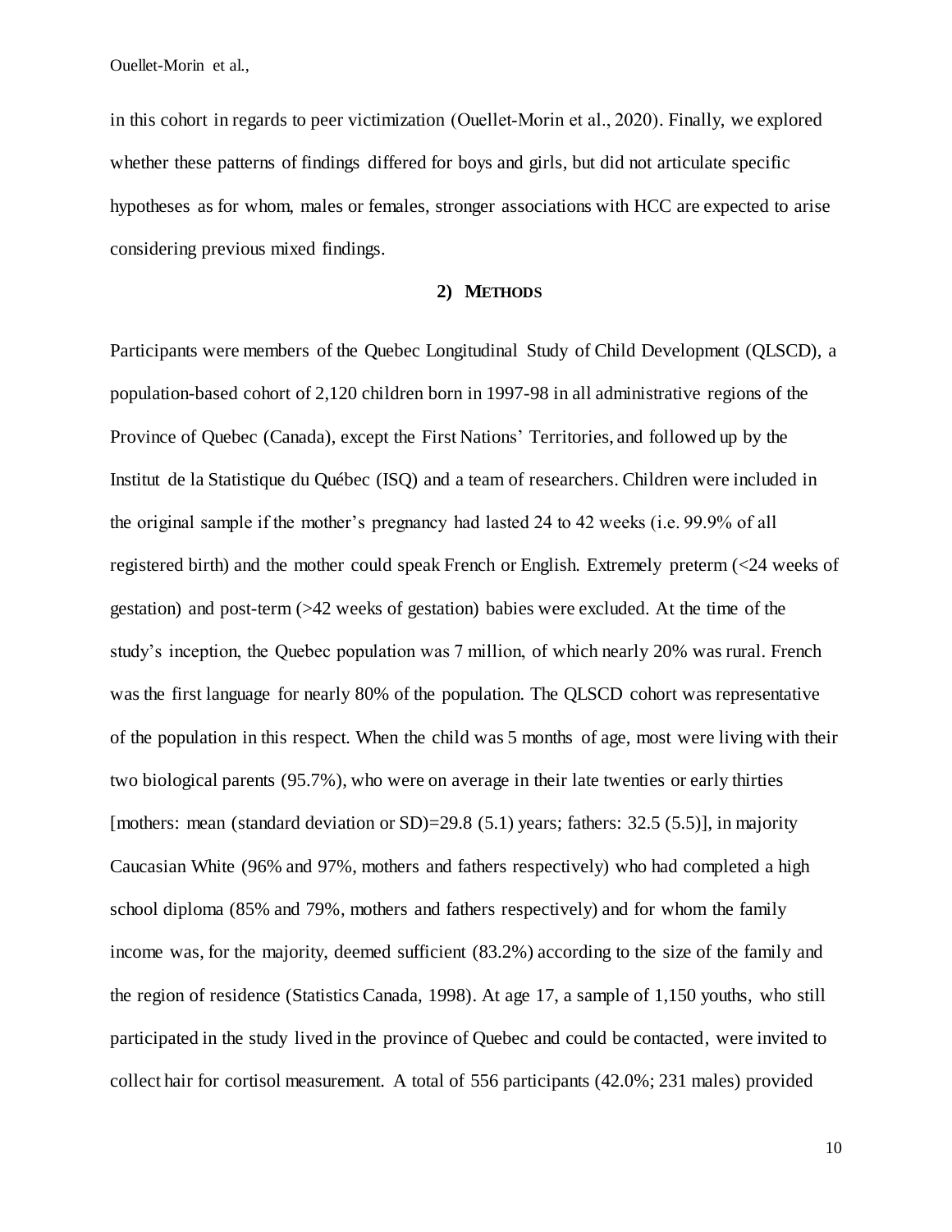in this cohort in regards to peer victimization (Ouellet-Morin et al., 2020). Finally, we explored whether these patterns of findings differed for boys and girls, but did not articulate specific hypotheses as for whom, males or females, stronger associations with HCC are expected to arise considering previous mixed findings.

## 2) METHODS

Participants were members of the Quebec Longitudinal Study of Child Development (QLSCD), a population-based cohort of 2,120 children born in 1997-98 in all administrative regions of the Province of Quebec (Canada), except the First Nations' Territories, and followed up by the Institut de la Statistique du Québec (ISQ) and a team of researchers. Children were included in the original sample if the mother's pregnancy had lasted 24 to 42 weeks (i.e. 99.9% of all registered birth) and the mother could speak French or English. Extremely preterm (<24 weeks of gestation) and post-term (>42 weeks of gestation) babies were excluded. At the time of the study's inception, the Quebec population was 7 million, of which nearly 20% was rural. French was the first language for nearly 80% of the population. The QLSCD cohort was representative of the population in this respect. When the child was 5 months of age, most were living with their two biological parents (95.7%), who were on average in their late twenties or early thirties [mothers: mean (standard deviation or SD)=29.8 (5.1) years; fathers: 32.5 (5.5)], in majority Caucasian White (96% and 97%, mothers and fathers respectively) who had completed a high school diploma (85% and 79%, mothers and fathers respectively) and for whom the family income was, for the majority, deemed sufficient (83.2%) according to the size of the family and the region of residence (Statistics Canada, 1998). At age 17, a sample of 1,150 youths, who still participated in the study lived in the province of Quebec and could be contacted, were invited to collect hair for cortisol measurement. A total of 556 participants (42.0%; 231 males) provided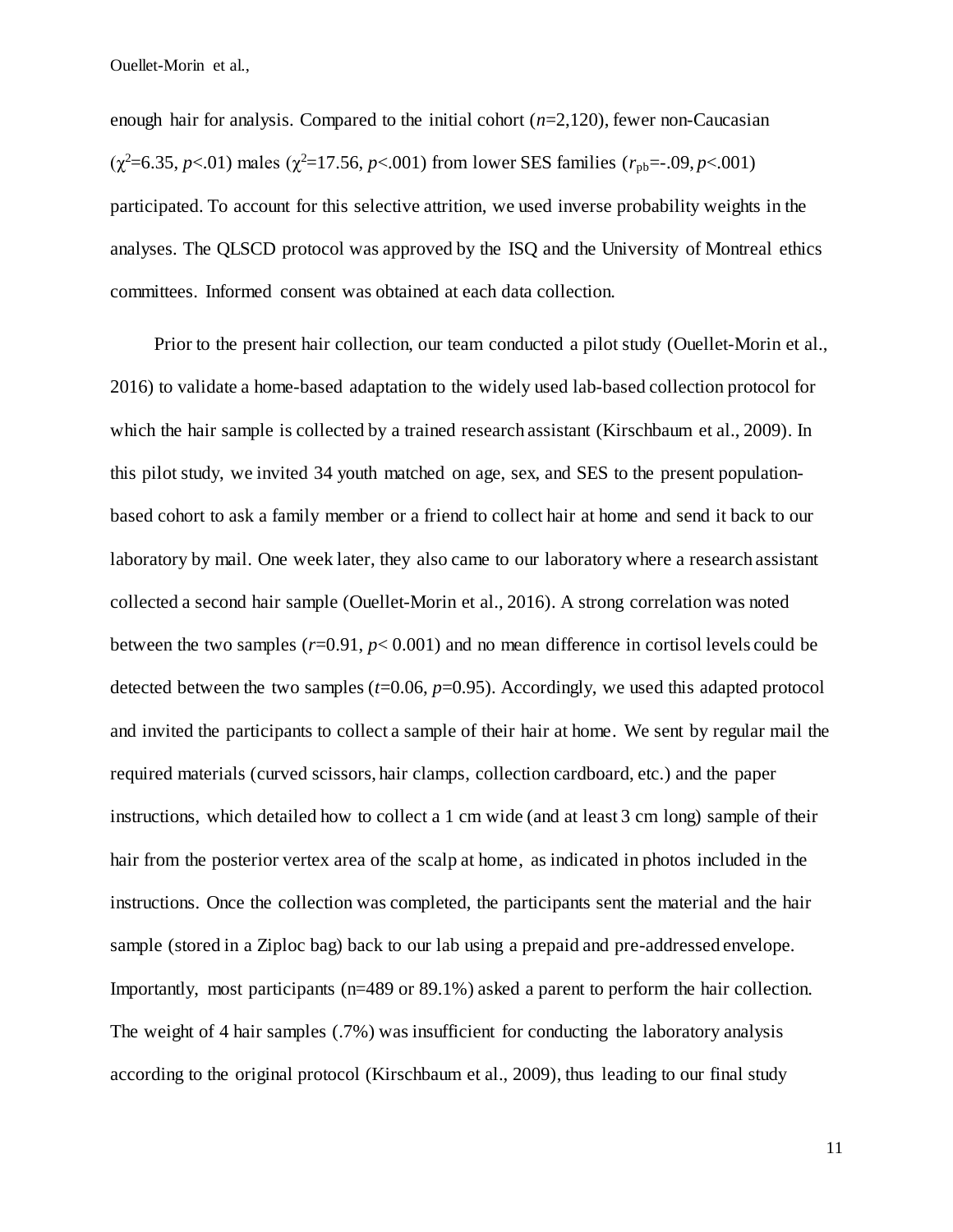enough hair for analysis. Compared to the initial cohort ($n$=2,120), fewer non-Caucasian ($\chi^2$=6.35, $p$<.01) males ($\chi^2$=17.56, $p$<.001) from lower SES families ($r_{pb}$=-.09, $p$<.001) participated. To account for this selective attrition, we used inverse probability weights in the analyses. The QLSCD protocol was approved by the ISQ and the University of Montreal ethics committees. Informed consent was obtained at each data collection.

Prior to the present hair collection, our team conducted a pilot study (Ouellet-Morin et al., 2016) to validate a home-based adaptation to the widely used lab-based collection protocol for which the hair sample is collected by a trained research assistant (Kirschbaum et al., 2009). In this pilot study, we invited 34 youth matched on age, sex, and SES to the present population-based cohort to ask a family member or a friend to collect hair at home and send it back to our laboratory by mail. One week later, they also came to our laboratory where a research assistant collected a second hair sample (Ouellet-Morin et al., 2016). A strong correlation was noted between the two samples ($r$=0.91, $p$< 0.001) and no mean difference in cortisol levels could be detected between the two samples ($t$=0.06, $p$=0.95). Accordingly, we used this adapted protocol and invited the participants to collect a sample of their hair at home. We sent by regular mail the required materials (curved scissors, hair clamps, collection cardboard, etc.) and the paper instructions, which detailed how to collect a 1 cm wide (and at least 3 cm long) sample of their hair from the posterior vertex area of the scalp at home, as indicated in photos included in the instructions. Once the collection was completed, the participants sent the material and the hair sample (stored in a Ziploc bag) back to our lab using a prepaid and pre-addressed envelope. Importantly, most participants (n=489 or 89.1%) asked a parent to perform the hair collection. The weight of 4 hair samples (.7%) was insufficient for conducting the laboratory analysis according to the original protocol (Kirschbaum et al., 2009), thus leading to our final study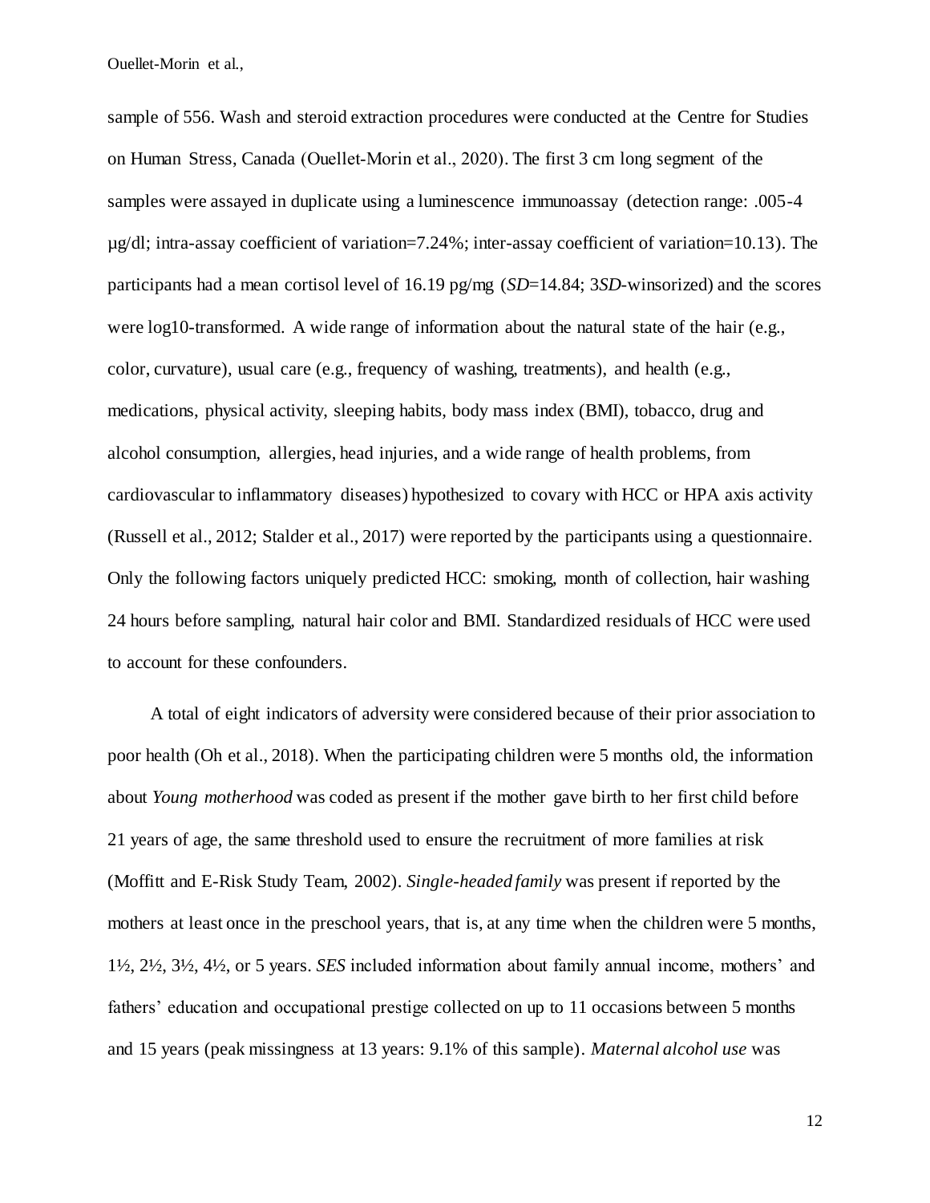sample of 556. Wash and steroid extraction procedures were conducted at the Centre for Studies on Human Stress, Canada (Ouellet-Morin et al., 2020). The first 3 cm long segment of the samples were assayed in duplicate using a luminescence immunoassay (detection range: .005-4 µg/dl; intra-assay coefficient of variation=7.24%; inter-assay coefficient of variation=10.13). The participants had a mean cortisol level of 16.19 pg/mg (*SD*=14.84; 3*SD*-winsorized) and the scores were log10-transformed. A wide range of information about the natural state of the hair (e.g., color, curvature), usual care (e.g., frequency of washing, treatments), and health (e.g., medications, physical activity, sleeping habits, body mass index (BMI), tobacco, drug and alcohol consumption, allergies, head injuries, and a wide range of health problems, from cardiovascular to inflammatory diseases) hypothesized to covary with HCC or HPA axis activity (Russell et al., 2012; Stalder et al., 2017) were reported by the participants using a questionnaire. Only the following factors uniquely predicted HCC: smoking, month of collection, hair washing 24 hours before sampling, natural hair color and BMI. Standardized residuals of HCC were used to account for these confounders.

A total of eight indicators of adversity were considered because of their prior association to poor health (Oh et al., 2018). When the participating children were 5 months old, the information about *Young motherhood* was coded as present if the mother gave birth to her first child before 21 years of age, the same threshold used to ensure the recruitment of more families at risk (Moffitt and E-Risk Study Team, 2002). *Single-headed family* was present if reported by the mothers at least once in the preschool years, that is, at any time when the children were 5 months, 1½, 2½, 3½, 4½, or 5 years. *SES* included information about family annual income, mothers' and fathers' education and occupational prestige collected on up to 11 occasions between 5 months and 15 years (peak missingness at 13 years: 9.1% of this sample). *Maternal alcohol use* was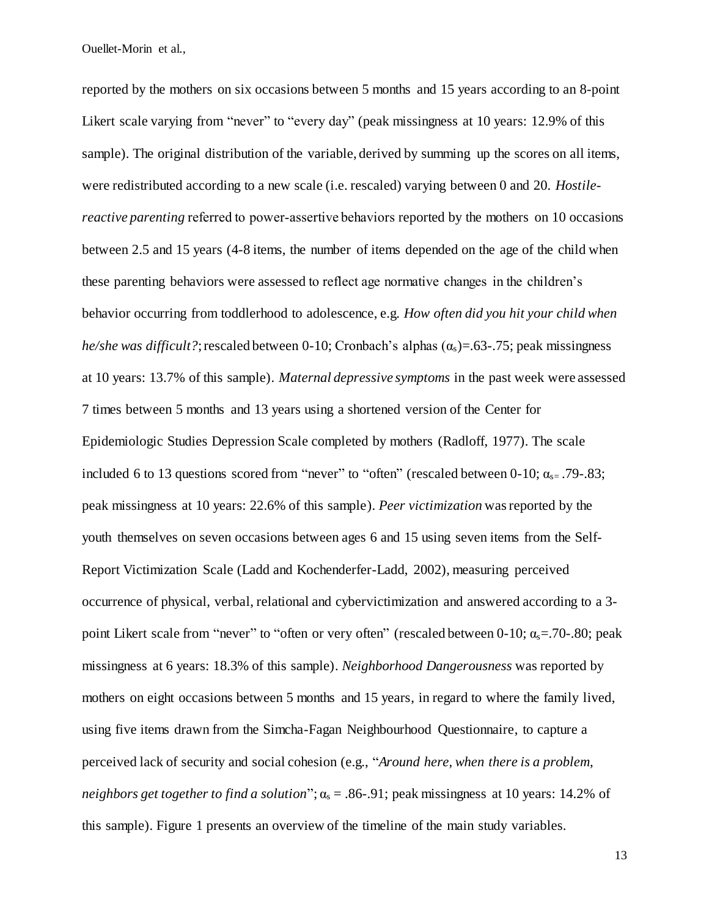reported by the mothers on six occasions between 5 months and 15 years according to an 8-point Likert scale varying from "never" to "every day" (peak missingness at 10 years: 12.9% of this sample). The original distribution of the variable, derived by summing up the scores on all items, were redistributed according to a new scale (i.e. rescaled) varying between 0 and 20. *Hostile-reactive parenting* referred to power-assertive behaviors reported by the mothers on 10 occasions between 2.5 and 15 years (4-8 items, the number of items depended on the age of the child when these parenting behaviors were assessed to reflect age normative changes in the children's behavior occurring from toddlerhood to adolescence, e.g. *How often did you hit your child when he/she was difficult?*; rescaled between 0-10; Cronbach's alphas ($\alpha_s$)=.63-.75; peak missingness at 10 years: 13.7% of this sample). *Maternal depressive symptoms* in the past week were assessed 7 times between 5 months and 13 years using a shortened version of the Center for Epidemiologic Studies Depression Scale completed by mothers (Radloff, 1977). The scale included 6 to 13 questions scored from "never" to "often" (rescaled between 0-10; $\alpha_{s=}$ .79-.83; peak missingness at 10 years: 22.6% of this sample). *Peer victimization* was reported by the youth themselves on seven occasions between ages 6 and 15 using seven items from the Self-Report Victimization Scale (Ladd and Kochenderfer-Ladd, 2002), measuring perceived occurrence of physical, verbal, relational and cybervictimization and answered according to a 3-point Likert scale from "never" to "often or very often" (rescaled between 0-10; $\alpha_s$=.70-.80; peak missingness at 6 years: 18.3% of this sample). *Neighborhood Dangerousness* was reported by mothers on eight occasions between 5 months and 15 years, in regard to where the family lived, using five items drawn from the Simcha-Fagan Neighbourhood Questionnaire, to capture a perceived lack of security and social cohesion (e.g., "*Around here, when there is a problem, neighbors get together to find a solution*"; $\alpha_s$ = .86-.91; peak missingness at 10 years: 14.2% of this sample). Figure 1 presents an overview of the timeline of the main study variables.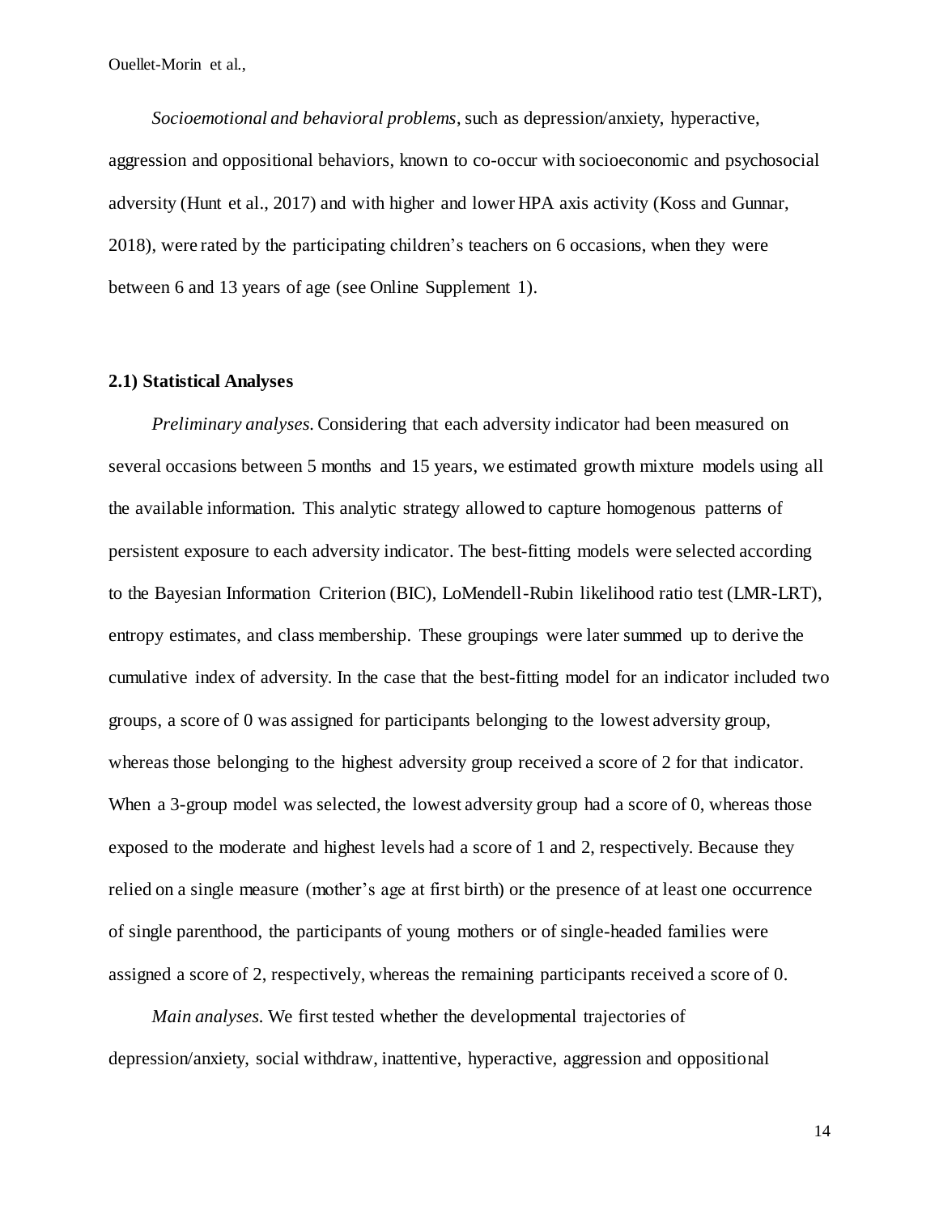*Socioemotional and behavioral problems*, such as depression/anxiety, hyperactive, aggression and oppositional behaviors, known to co-occur with socioeconomic and psychosocial adversity (Hunt et al., 2017) and with higher and lower HPA axis activity (Koss and Gunnar, 2018), were rated by the participating children's teachers on 6 occasions, when they were between 6 and 13 years of age (see Online Supplement 1).

## 2.1) Statistical Analyses

*Preliminary analyses.* Considering that each adversity indicator had been measured on several occasions between 5 months and 15 years, we estimated growth mixture models using all the available information. This analytic strategy allowed to capture homogenous patterns of persistent exposure to each adversity indicator. The best-fitting models were selected according to the Bayesian Information Criterion (BIC), LoMendell-Rubin likelihood ratio test (LMR-LRT), entropy estimates, and class membership. These groupings were later summed up to derive the cumulative index of adversity. In the case that the best-fitting model for an indicator included two groups, a score of 0 was assigned for participants belonging to the lowest adversity group, whereas those belonging to the highest adversity group received a score of 2 for that indicator. When a 3-group model was selected, the lowest adversity group had a score of 0, whereas those exposed to the moderate and highest levels had a score of 1 and 2, respectively. Because they relied on a single measure (mother's age at first birth) or the presence of at least one occurrence of single parenthood, the participants of young mothers or of single-headed families were assigned a score of 2, respectively, whereas the remaining participants received a score of 0.

*Main analyses.* We first tested whether the developmental trajectories of depression/anxiety, social withdraw, inattentive, hyperactive, aggression and oppositional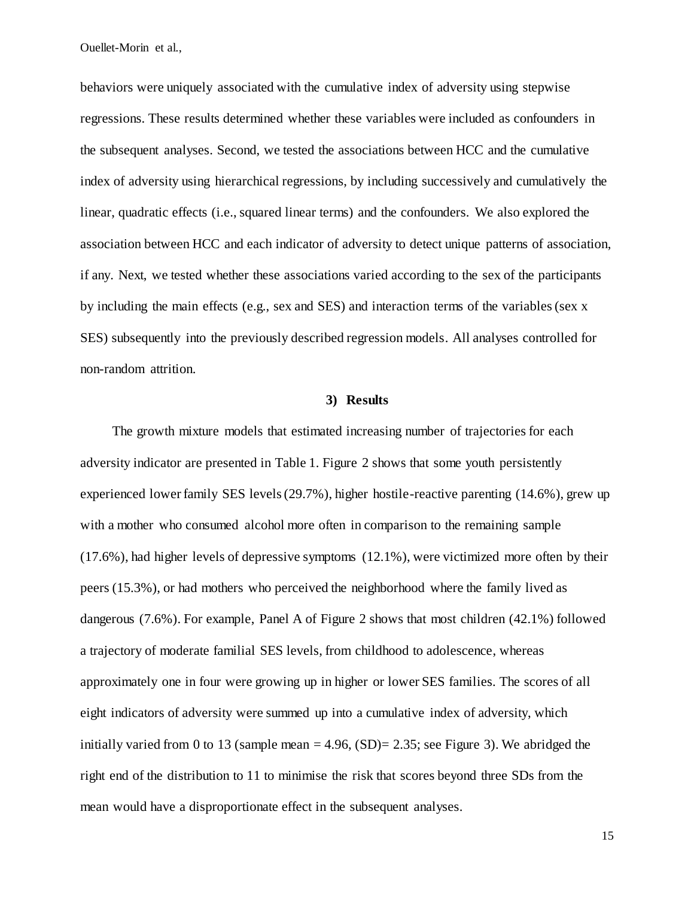behaviors were uniquely associated with the cumulative index of adversity using stepwise regressions. These results determined whether these variables were included as confounders in the subsequent analyses. Second, we tested the associations between HCC and the cumulative index of adversity using hierarchical regressions, by including successively and cumulatively the linear, quadratic effects (i.e., squared linear terms) and the confounders. We also explored the association between HCC and each indicator of adversity to detect unique patterns of association, if any. Next, we tested whether these associations varied according to the sex of the participants by including the main effects (e.g., sex and SES) and interaction terms of the variables (sex x SES) subsequently into the previously described regression models. All analyses controlled for non-random attrition.

## 3) Results

The growth mixture models that estimated increasing number of trajectories for each adversity indicator are presented in Table 1. Figure 2 shows that some youth persistently experienced lower family SES levels (29.7%), higher hostile-reactive parenting (14.6%), grew up with a mother who consumed alcohol more often in comparison to the remaining sample (17.6%), had higher levels of depressive symptoms (12.1%), were victimized more often by their peers (15.3%), or had mothers who perceived the neighborhood where the family lived as dangerous (7.6%). For example, Panel A of Figure 2 shows that most children (42.1%) followed a trajectory of moderate familial SES levels, from childhood to adolescence, whereas approximately one in four were growing up in higher or lower SES families. The scores of all eight indicators of adversity were summed up into a cumulative index of adversity, which initially varied from 0 to 13 (sample mean = 4.96, (SD)= 2.35; see Figure 3). We abridged the right end of the distribution to 11 to minimise the risk that scores beyond three SDs from the mean would have a disproportionate effect in the subsequent analyses.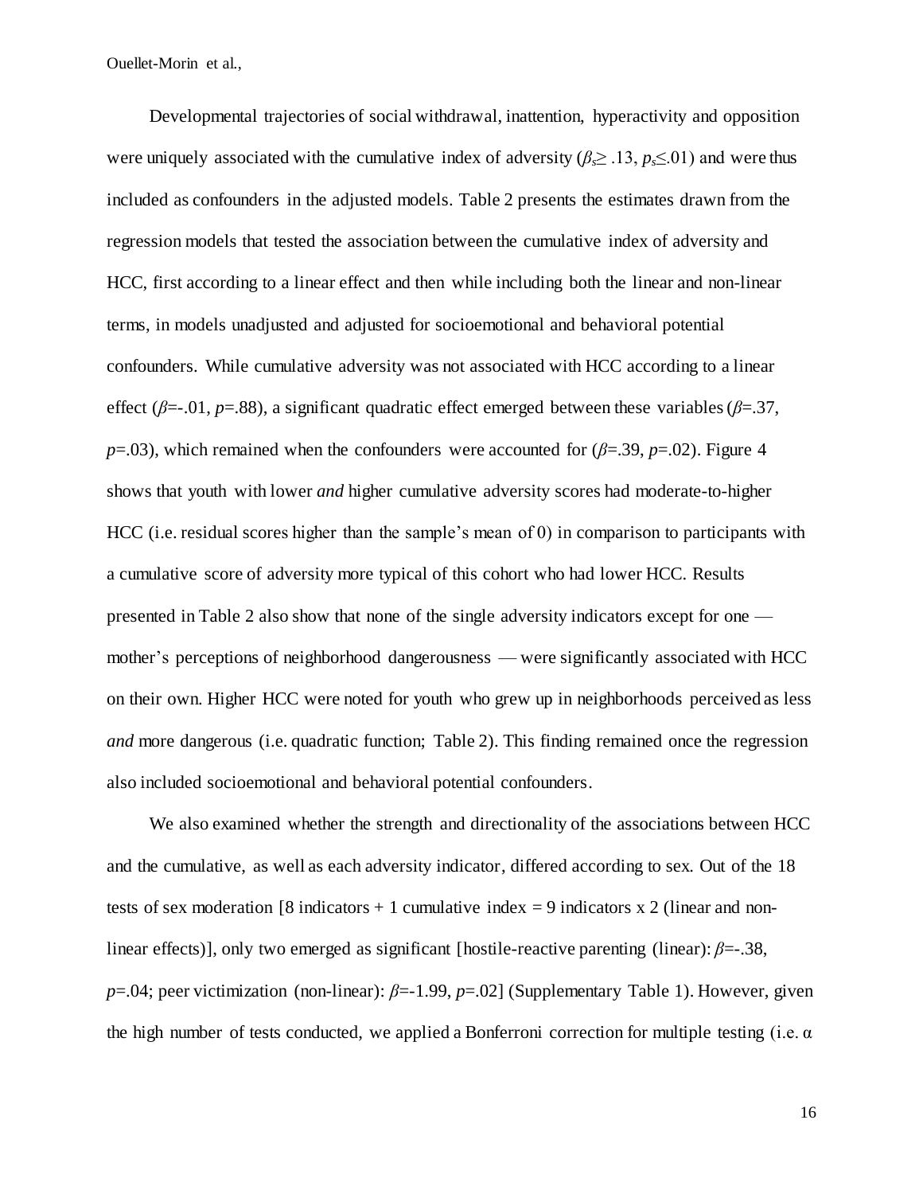Developmental trajectories of social withdrawal, inattention, hyperactivity and opposition were uniquely associated with the cumulative index of adversity ($\beta_s \geq .13$, $p_s \leq .01$) and were thus included as confounders in the adjusted models. Table 2 presents the estimates drawn from the regression models that tested the association between the cumulative index of adversity and HCC, first according to a linear effect and then while including both the linear and non-linear terms, in models unadjusted and adjusted for socioemotional and behavioral potential confounders. While cumulative adversity was not associated with HCC according to a linear effect ($\beta$=-.01, $p$=.88), a significant quadratic effect emerged between these variables ($\beta$=.37, $p$=.03), which remained when the confounders were accounted for ($\beta$=.39, $p$=.02). Figure 4 shows that youth with lower *and* higher cumulative adversity scores had moderate-to-higher HCC (i.e. residual scores higher than the sample's mean of 0) in comparison to participants with a cumulative score of adversity more typical of this cohort who had lower HCC. Results presented in Table 2 also show that none of the single adversity indicators except for one — mother's perceptions of neighborhood dangerousness — were significantly associated with HCC on their own. Higher HCC were noted for youth who grew up in neighborhoods perceived as less *and* more dangerous (i.e. quadratic function; Table 2). This finding remained once the regression also included socioemotional and behavioral potential confounders.

We also examined whether the strength and directionality of the associations between HCC and the cumulative, as well as each adversity indicator, differed according to sex. Out of the 18 tests of sex moderation [8 indicators + 1 cumulative index = 9 indicators x 2 (linear and non-linear effects)], only two emerged as significant [hostile-reactive parenting (linear): $\beta$=-.38, $p$=.04; peer victimization (non-linear): $\beta$=-1.99, $p$=.02] (Supplementary Table 1). However, given the high number of tests conducted, we applied a Bonferroni correction for multiple testing (i.e. $\alpha$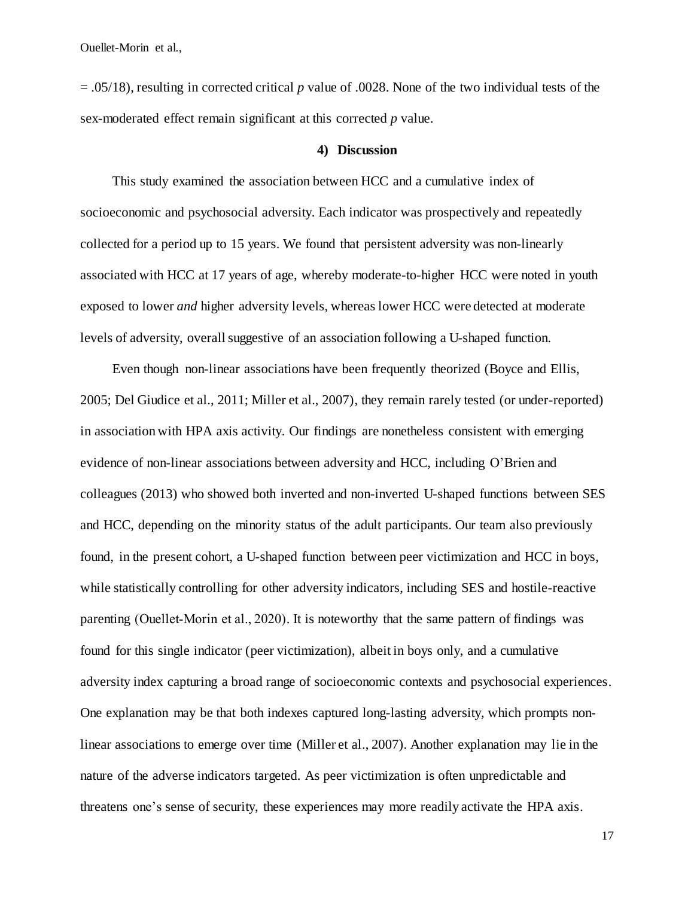= .05/18), resulting in corrected critical *p* value of .0028. None of the two individual tests of the sex-moderated effect remain significant at this corrected *p* value.

## 4) Discussion

This study examined the association between HCC and a cumulative index of socioeconomic and psychosocial adversity. Each indicator was prospectively and repeatedly collected for a period up to 15 years. We found that persistent adversity was non-linearly associated with HCC at 17 years of age, whereby moderate-to-higher HCC were noted in youth exposed to lower *and* higher adversity levels, whereas lower HCC were detected at moderate levels of adversity, overall suggestive of an association following a U-shaped function.

Even though non-linear associations have been frequently theorized (Boyce and Ellis, 2005; Del Giudice et al., 2011; Miller et al., 2007), they remain rarely tested (or under-reported) in association with HPA axis activity. Our findings are nonetheless consistent with emerging evidence of non-linear associations between adversity and HCC, including O'Brien and colleagues (2013) who showed both inverted and non-inverted U-shaped functions between SES and HCC, depending on the minority status of the adult participants. Our team also previously found, in the present cohort, a U-shaped function between peer victimization and HCC in boys, while statistically controlling for other adversity indicators, including SES and hostile-reactive parenting (Ouellet-Morin et al., 2020). It is noteworthy that the same pattern of findings was found for this single indicator (peer victimization), albeit in boys only, and a cumulative adversity index capturing a broad range of socioeconomic contexts and psychosocial experiences. One explanation may be that both indexes captured long-lasting adversity, which prompts non-linear associations to emerge over time (Miller et al., 2007). Another explanation may lie in the nature of the adverse indicators targeted. As peer victimization is often unpredictable and threatens one's sense of security, these experiences may more readily activate the HPA axis.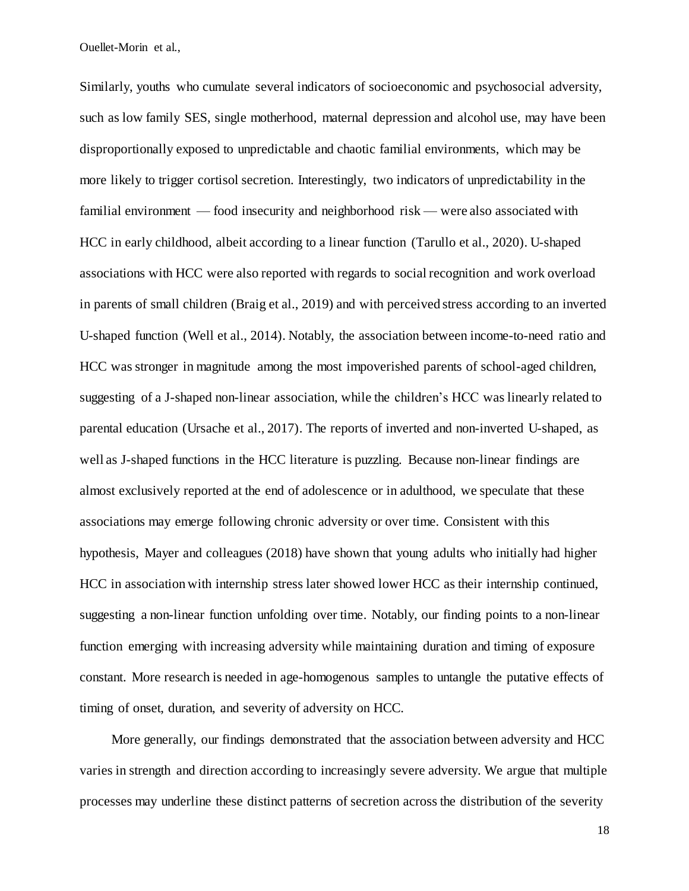Similarly, youths who cumulate several indicators of socioeconomic and psychosocial adversity, such as low family SES, single motherhood, maternal depression and alcohol use, may have been disproportionally exposed to unpredictable and chaotic familial environments, which may be more likely to trigger cortisol secretion. Interestingly, two indicators of unpredictability in the familial environment — food insecurity and neighborhood risk — were also associated with HCC in early childhood, albeit according to a linear function (Tarullo et al., 2020). U-shaped associations with HCC were also reported with regards to social recognition and work overload in parents of small children (Braig et al., 2019) and with perceived stress according to an inverted U-shaped function (Well et al., 2014). Notably, the association between income-to-need ratio and HCC was stronger in magnitude among the most impoverished parents of school-aged children, suggesting of a J-shaped non-linear association, while the children's HCC was linearly related to parental education (Ursache et al., 2017). The reports of inverted and non-inverted U-shaped, as well as J-shaped functions in the HCC literature is puzzling. Because non-linear findings are almost exclusively reported at the end of adolescence or in adulthood, we speculate that these associations may emerge following chronic adversity or over time. Consistent with this hypothesis, Mayer and colleagues (2018) have shown that young adults who initially had higher HCC in association with internship stress later showed lower HCC as their internship continued, suggesting a non-linear function unfolding over time. Notably, our finding points to a non-linear function emerging with increasing adversity while maintaining duration and timing of exposure constant. More research is needed in age-homogenous samples to untangle the putative effects of timing of onset, duration, and severity of adversity on HCC.

More generally, our findings demonstrated that the association between adversity and HCC varies in strength and direction according to increasingly severe adversity. We argue that multiple processes may underline these distinct patterns of secretion across the distribution of the severity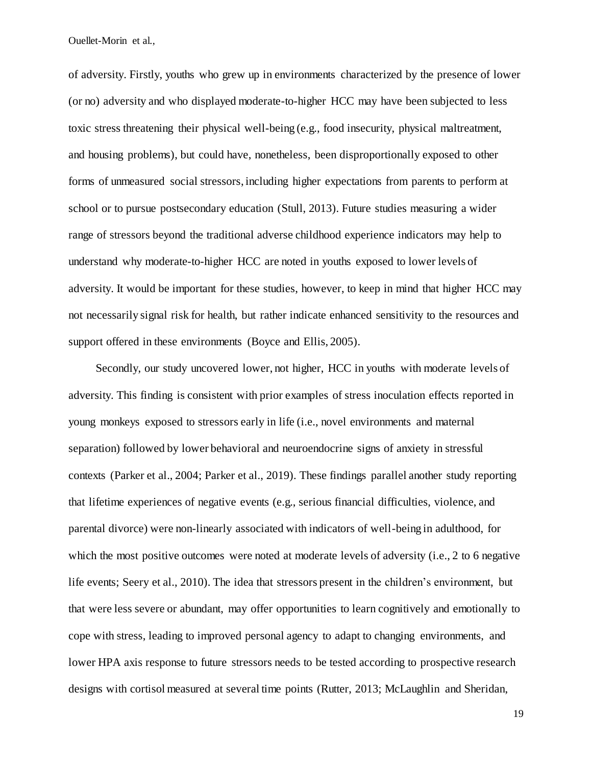of adversity. Firstly, youths who grew up in environments characterized by the presence of lower (or no) adversity and who displayed moderate-to-higher HCC may have been subjected to less toxic stress threatening their physical well-being (e.g., food insecurity, physical maltreatment, and housing problems), but could have, nonetheless, been disproportionally exposed to other forms of unmeasured social stressors, including higher expectations from parents to perform at school or to pursue postsecondary education (Stull, 2013). Future studies measuring a wider range of stressors beyond the traditional adverse childhood experience indicators may help to understand why moderate-to-higher HCC are noted in youths exposed to lower levels of adversity. It would be important for these studies, however, to keep in mind that higher HCC may not necessarily signal risk for health, but rather indicate enhanced sensitivity to the resources and support offered in these environments (Boyce and Ellis, 2005).

Secondly, our study uncovered lower, not higher, HCC in youths with moderate levels of adversity. This finding is consistent with prior examples of stress inoculation effects reported in young monkeys exposed to stressors early in life (i.e., novel environments and maternal separation) followed by lower behavioral and neuroendocrine signs of anxiety in stressful contexts (Parker et al., 2004; Parker et al., 2019). These findings parallel another study reporting that lifetime experiences of negative events (e.g., serious financial difficulties, violence, and parental divorce) were non-linearly associated with indicators of well-being in adulthood, for which the most positive outcomes were noted at moderate levels of adversity (i.e., 2 to 6 negative life events; Seery et al., 2010). The idea that stressors present in the children's environment, but that were less severe or abundant, may offer opportunities to learn cognitively and emotionally to cope with stress, leading to improved personal agency to adapt to changing environments, and lower HPA axis response to future stressors needs to be tested according to prospective research designs with cortisol measured at several time points (Rutter, 2013; McLaughlin and Sheridan,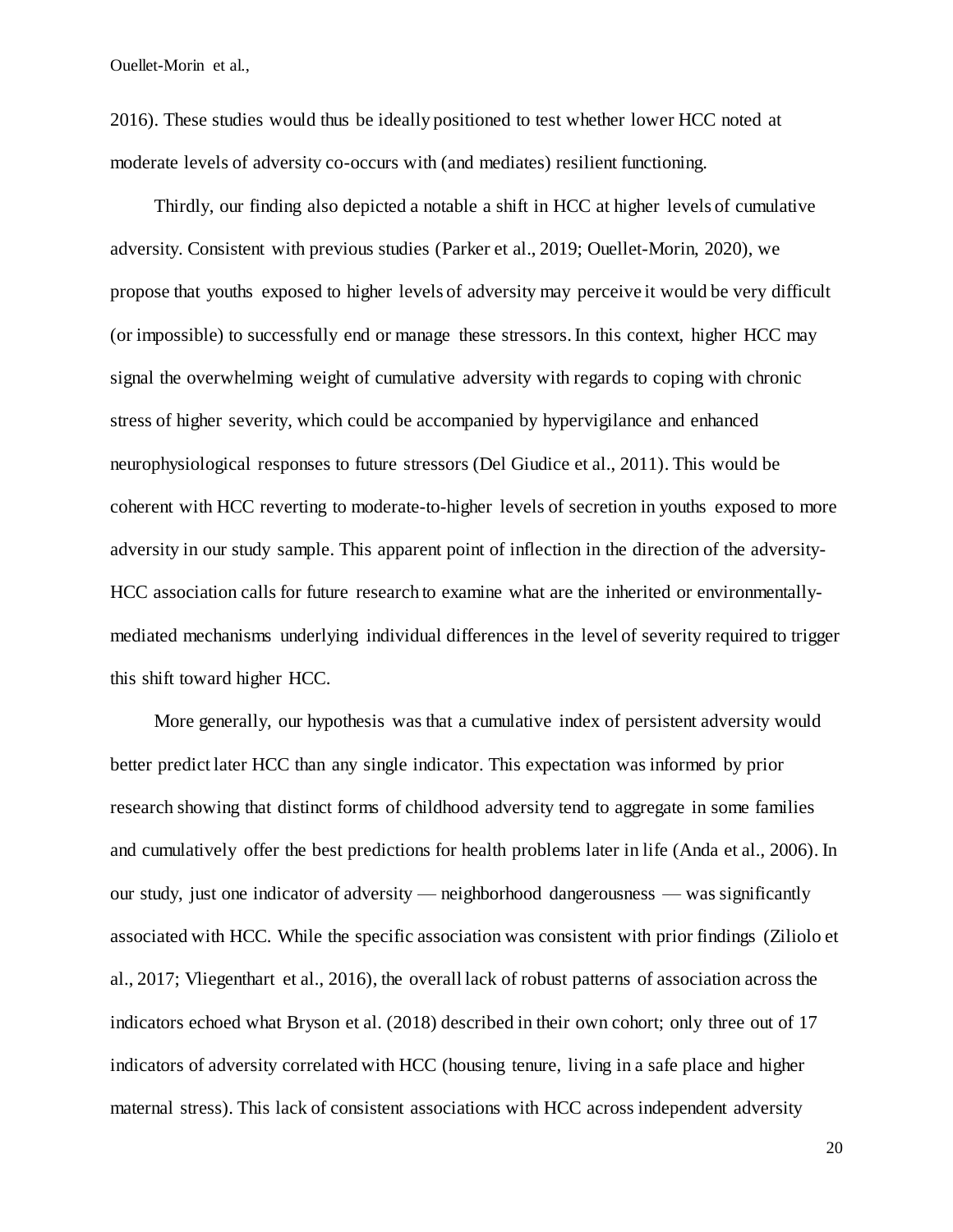2016). These studies would thus be ideally positioned to test whether lower HCC noted at moderate levels of adversity co-occurs with (and mediates) resilient functioning.

Thirdly, our finding also depicted a notable a shift in HCC at higher levels of cumulative adversity. Consistent with previous studies (Parker et al., 2019; Ouellet-Morin, 2020), we propose that youths exposed to higher levels of adversity may perceive it would be very difficult (or impossible) to successfully end or manage these stressors. In this context, higher HCC may signal the overwhelming weight of cumulative adversity with regards to coping with chronic stress of higher severity, which could be accompanied by hypervigilance and enhanced neurophysiological responses to future stressors (Del Giudice et al., 2011). This would be coherent with HCC reverting to moderate-to-higher levels of secretion in youths exposed to more adversity in our study sample. This apparent point of inflection in the direction of the adversity-HCC association calls for future research to examine what are the inherited or environmentally-mediated mechanisms underlying individual differences in the level of severity required to trigger this shift toward higher HCC.

More generally, our hypothesis was that a cumulative index of persistent adversity would better predict later HCC than any single indicator. This expectation was informed by prior research showing that distinct forms of childhood adversity tend to aggregate in some families and cumulatively offer the best predictions for health problems later in life (Anda et al., 2006). In our study, just one indicator of adversity — neighborhood dangerousness — was significantly associated with HCC. While the specific association was consistent with prior findings (Ziliolo et al., 2017; Vliegenthart et al., 2016), the overall lack of robust patterns of association across the indicators echoed what Bryson et al. (2018) described in their own cohort; only three out of 17 indicators of adversity correlated with HCC (housing tenure, living in a safe place and higher maternal stress). This lack of consistent associations with HCC across independent adversity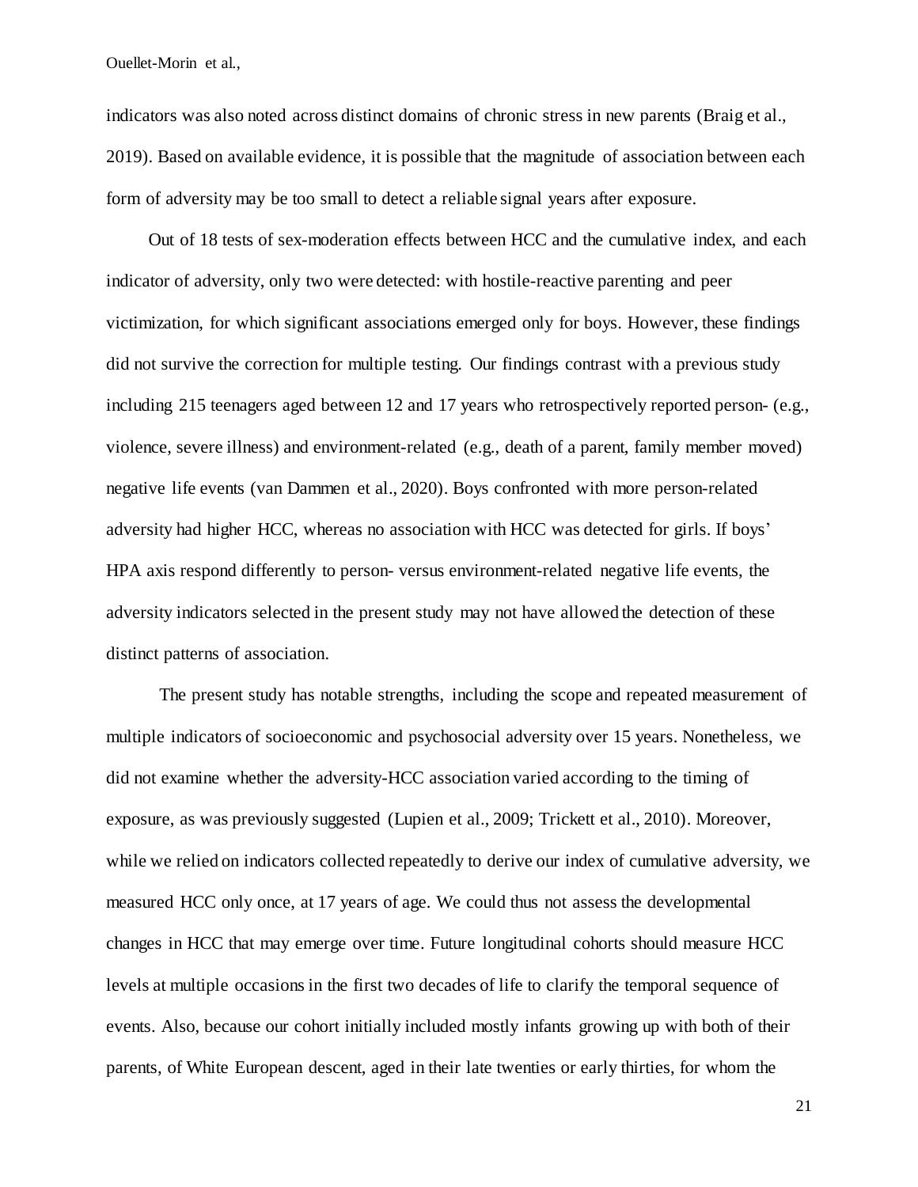indicators was also noted across distinct domains of chronic stress in new parents (Braig et al., 2019). Based on available evidence, it is possible that the magnitude of association between each form of adversity may be too small to detect a reliable signal years after exposure.

Out of 18 tests of sex-moderation effects between HCC and the cumulative index, and each indicator of adversity, only two were detected: with hostile-reactive parenting and peer victimization, for which significant associations emerged only for boys. However, these findings did not survive the correction for multiple testing. Our findings contrast with a previous study including 215 teenagers aged between 12 and 17 years who retrospectively reported person- (e.g., violence, severe illness) and environment-related (e.g., death of a parent, family member moved) negative life events (van Dammen et al., 2020). Boys confronted with more person-related adversity had higher HCC, whereas no association with HCC was detected for girls. If boys' HPA axis respond differently to person- versus environment-related negative life events, the adversity indicators selected in the present study may not have allowed the detection of these distinct patterns of association.

The present study has notable strengths, including the scope and repeated measurement of multiple indicators of socioeconomic and psychosocial adversity over 15 years. Nonetheless, we did not examine whether the adversity-HCC association varied according to the timing of exposure, as was previously suggested (Lupien et al., 2009; Trickett et al., 2010). Moreover, while we relied on indicators collected repeatedly to derive our index of cumulative adversity, we measured HCC only once, at 17 years of age. We could thus not assess the developmental changes in HCC that may emerge over time. Future longitudinal cohorts should measure HCC levels at multiple occasions in the first two decades of life to clarify the temporal sequence of events. Also, because our cohort initially included mostly infants growing up with both of their parents, of White European descent, aged in their late twenties or early thirties, for whom the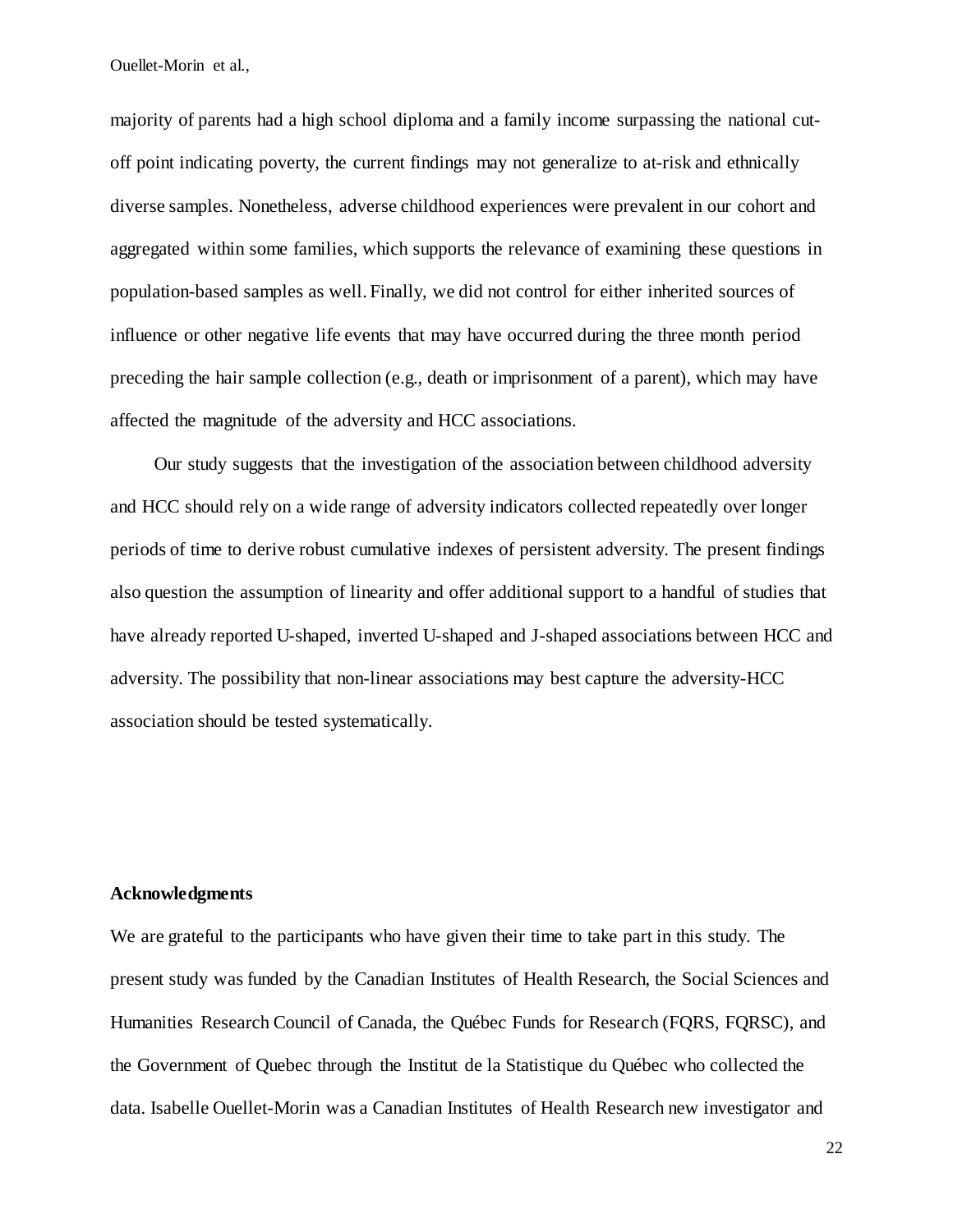majority of parents had a high school diploma and a family income surpassing the national cut-off point indicating poverty, the current findings may not generalize to at-risk and ethnically diverse samples. Nonetheless, adverse childhood experiences were prevalent in our cohort and aggregated within some families, which supports the relevance of examining these questions in population-based samples as well. Finally, we did not control for either inherited sources of influence or other negative life events that may have occurred during the three month period preceding the hair sample collection (e.g., death or imprisonment of a parent), which may have affected the magnitude of the adversity and HCC associations.

Our study suggests that the investigation of the association between childhood adversity and HCC should rely on a wide range of adversity indicators collected repeatedly over longer periods of time to derive robust cumulative indexes of persistent adversity. The present findings also question the assumption of linearity and offer additional support to a handful of studies that have already reported U-shaped, inverted U-shaped and J-shaped associations between HCC and adversity. The possibility that non-linear associations may best capture the adversity-HCC association should be tested systematically.

**Acknowledgments**

We are grateful to the participants who have given their time to take part in this study. The present study was funded by the Canadian Institutes of Health Research, the Social Sciences and Humanities Research Council of Canada, the Québec Funds for Research (FQRS, FQRSC), and the Government of Quebec through the Institut de la Statistique du Québec who collected the data. Isabelle Ouellet-Morin was a Canadian Institutes of Health Research new investigator and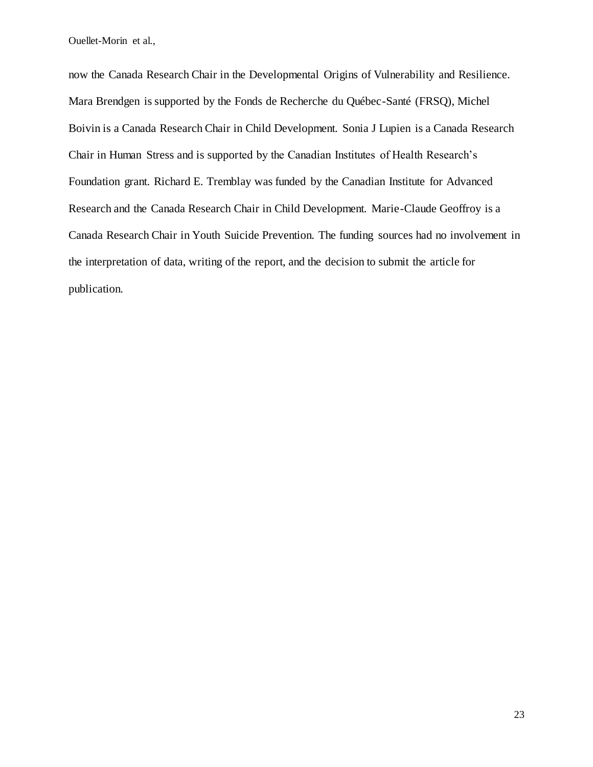now the Canada Research Chair in the Developmental Origins of Vulnerability and Resilience. Mara Brendgen is supported by the Fonds de Recherche du Québec-Santé (FRSQ), Michel Boivin is a Canada Research Chair in Child Development. Sonia J Lupien is a Canada Research Chair in Human Stress and is supported by the Canadian Institutes of Health Research's Foundation grant. Richard E. Tremblay was funded by the Canadian Institute for Advanced Research and the Canada Research Chair in Child Development. Marie-Claude Geoffroy is a Canada Research Chair in Youth Suicide Prevention. The funding sources had no involvement in the interpretation of data, writing of the report, and the decision to submit the article for publication.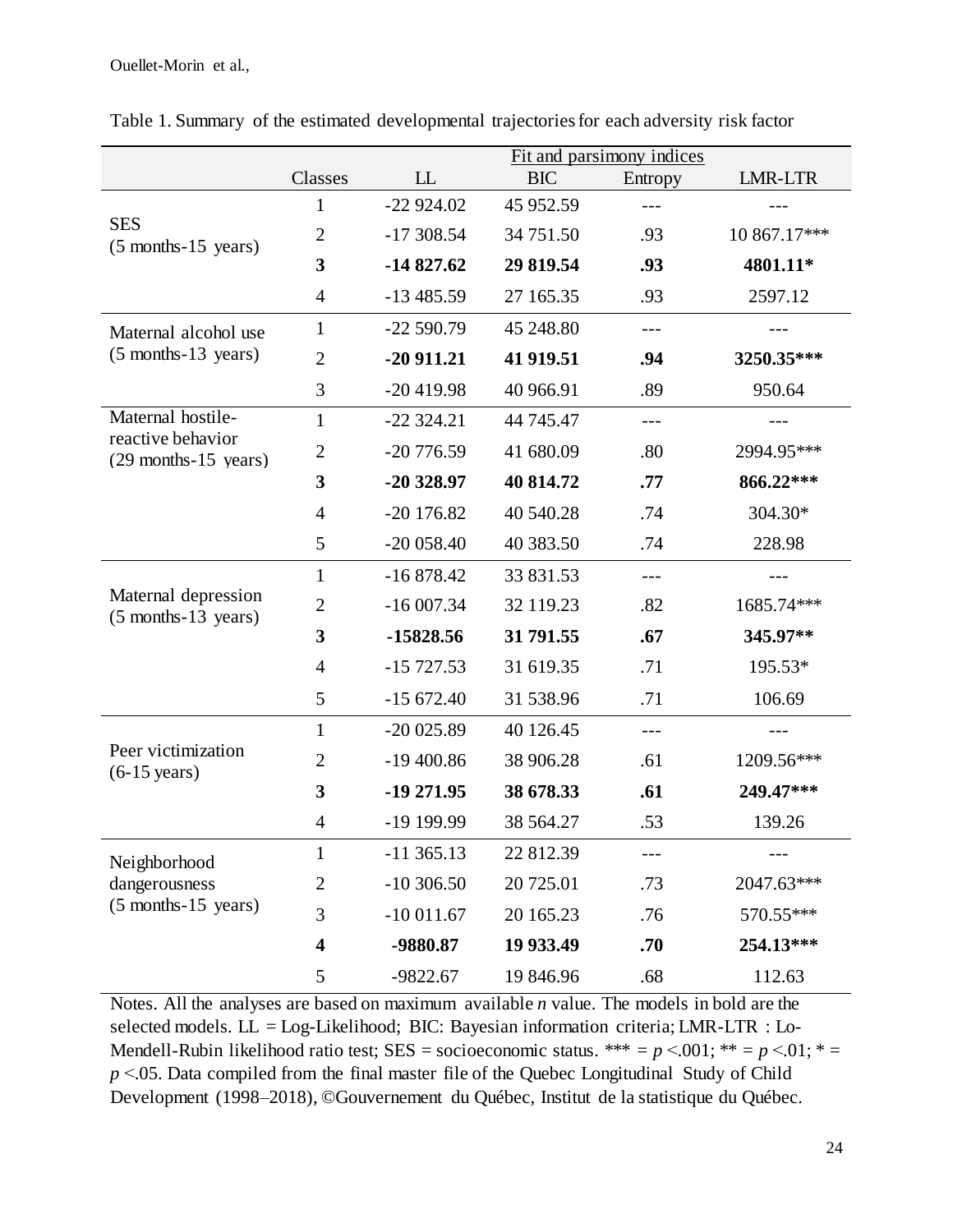Table 1. Summary of the estimated developmental trajectories for each adversity risk factor

| | Classes | Fit and parsimony indices | | | |
|---|---|---|---|---|---|
| | | LL | BIC | Entropy | LMR-LTR |
| SES (5 months-15 years) | 1 | -22 924.02 | 45 952.59 | --- | --- |
| | 2 | -17 308.54 | 34 751.50 | .93 | 10 867.17*** |
| | **3** | **-14 827.62** | **29 819.54** | **.93** | **4801.11*** |
| | 4 | -13 485.59 | 27 165.35 | .93 | 2597.12 |
| Maternal alcohol use (5 months-13 years) | 1 | -22 590.79 | 45 248.80 | --- | --- |
| | 2 | **-20 911.21** | **41 919.51** | **.94** | **3250.35***** |
| | 3 | -20 419.98 | 40 966.91 | .89 | 950.64 |
| Maternal hostile-reactive behavior (29 months-15 years) | 1 | -22 324.21 | 44 745.47 | --- | --- |
| | 2 | -20 776.59 | 41 680.09 | .80 | 2994.95*** |
| | **3** | **-20 328.97** | **40 814.72** | **.77** | **866.22***** |
| | 4 | -20 176.82 | 40 540.28 | .74 | 304.30* |
| | 5 | -20 058.40 | 40 383.50 | .74 | 228.98 |
| Maternal depression (5 months-13 years) | 1 | -16 878.42 | 33 831.53 | --- | --- |
| | 2 | -16 007.34 | 32 119.23 | .82 | 1685.74*** |
| | **3** | **-15828.56** | **31 791.55** | **.67** | **345.97**** |
| | 4 | -15 727.53 | 31 619.35 | .71 | 195.53* |
| | 5 | -15 672.40 | 31 538.96 | .71 | 106.69 |
| Peer victimization (6-15 years) | 1 | -20 025.89 | 40 126.45 | --- | --- |
| | 2 | -19 400.86 | 38 906.28 | .61 | 1209.56*** |
| | **3** | **-19 271.95** | **38 678.33** | **.61** | **249.47***** |
| | 4 | -19 199.99 | 38 564.27 | .53 | 139.26 |
| Neighborhood dangerousness (5 months-15 years) | 1 | -11 365.13 | 22 812.39 | --- | --- |
| | 2 | -10 306.50 | 20 725.01 | .73 | 2047.63*** |
| | 3 | -10 011.67 | 20 165.23 | .76 | 570.55*** |
| | **4** | **-9880.87** | **19 933.49** | **.70** | **254.13***** |
| | 5 | -9822.67 | 19 846.96 | .68 | 112.63 |

Notes. All the analyses are based on maximum available *n* value. The models in bold are the selected models. LL = Log-Likelihood; BIC: Bayesian information criteria; LMR-LTR : Lo-Mendell-Rubin likelihood ratio test; SES = socioeconomic status. *** = $p < .001$; ** = $p < .01$; * = $p < .05$. Data compiled from the final master file of the Quebec Longitudinal Study of Child Development (1998–2018), ©Gouvernement du Québec, Institut de la statistique du Québec.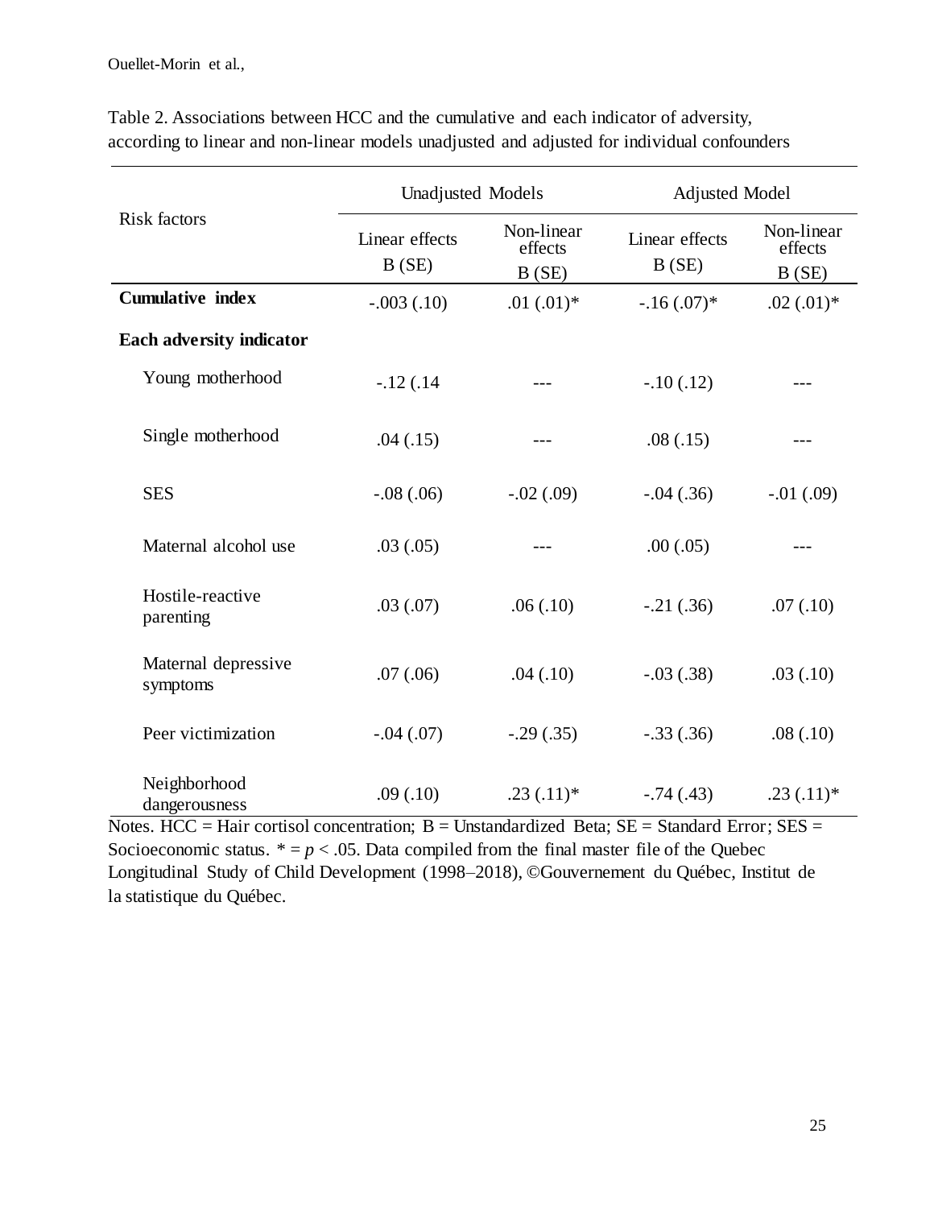Table 2. Associations between HCC and the cumulative and each indicator of adversity, according to linear and non-linear models unadjusted and adjusted for individual confounders

| Risk factors | Unadjusted Models | | Adjusted Model | |
|---|---|---|---|---|
| | Linear effects B (SE) | Non-linear effects B (SE) | Linear effects B (SE) | Non-linear effects B (SE) |
| **Cumulative index** | -.003 (.10) | .01 (.01)* | -.16 (.07)* | .02 (.01)* |
| **Each adversity indicator** | | | | |
| Young motherhood | -.12 (.14 | --- | -.10 (.12) | --- |
| Single motherhood | .04 (.15) | --- | .08 (.15) | --- |
| SES | -.08 (.06) | -.02 (.09) | -.04 (.36) | -.01 (.09) |
| Maternal alcohol use | .03 (.05) | --- | .00 (.05) | --- |
| Hostile-reactive parenting | .03 (.07) | .06 (.10) | -.21 (.36) | .07 (.10) |
| Maternal depressive symptoms | .07 (.06) | .04 (.10) | -.03 (.38) | .03 (.10) |
| Peer victimization | -.04 (.07) | -.29 (.35) | -.33 (.36) | .08 (.10) |
| Neighborhood dangerousness | .09 (.10) | .23 (.11)* | -.74 (.43) | .23 (.11)* |

Notes. HCC = Hair cortisol concentration; B = Unstandardized Beta; SE = Standard Error; SES = Socioeconomic status. * = $p < .05$. Data compiled from the final master file of the Quebec Longitudinal Study of Child Development (1998–2018), ©Gouvernement du Québec, Institut de la statistique du Québec.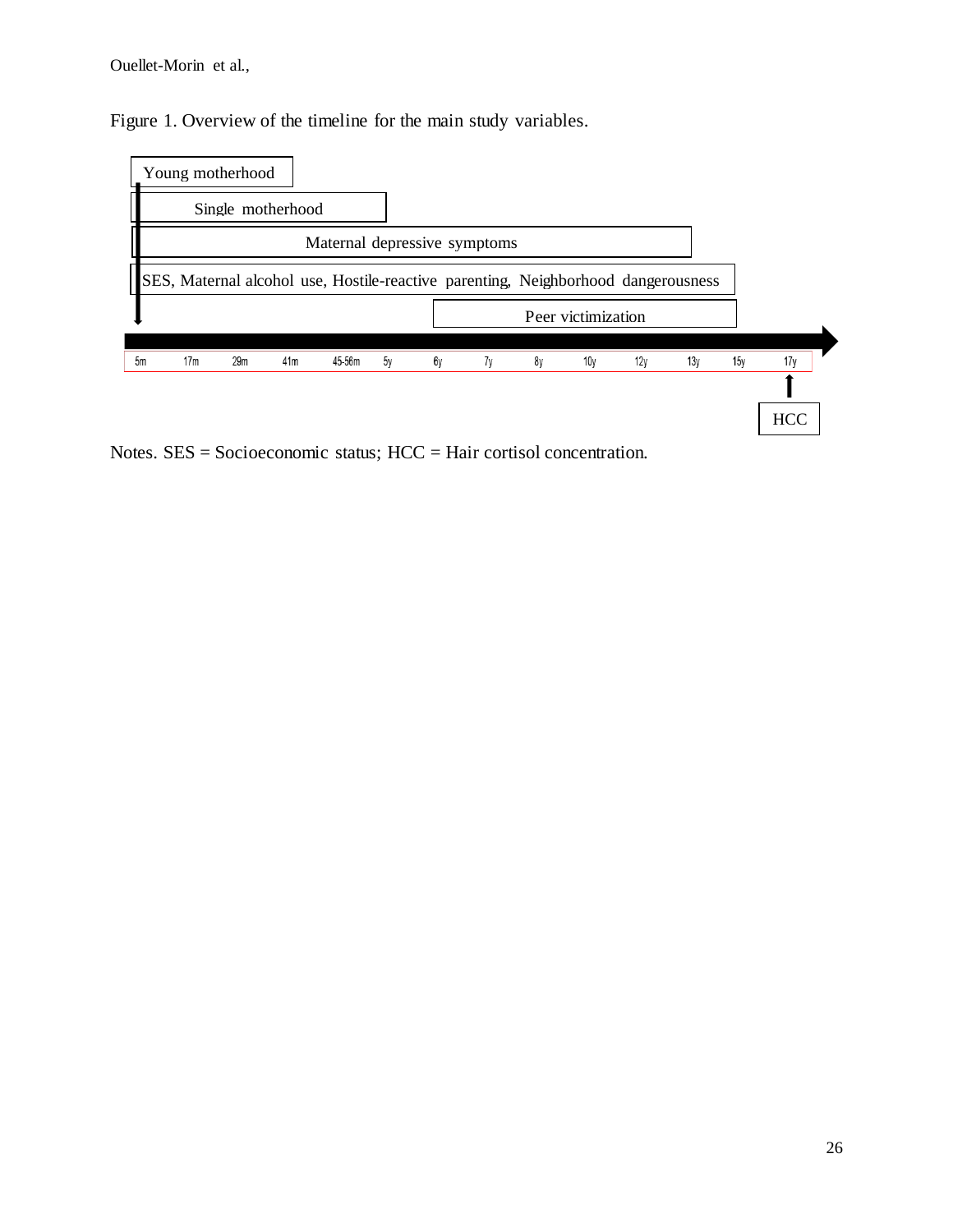Figure 1. Overview of the timeline for the main study variables.

Young motherhood

Single motherhood

Maternal depressive symptoms

SES, Maternal alcohol use, Hostile-reactive parenting, Neighborhood dangerousness

Peer victimization

5m 17m 29m 41m 45-56m 5y 6y 7y 8y 10y 12y 13y 15y 17y

HCC

Notes. SES = Socioeconomic status; HCC = Hair cortisol concentration.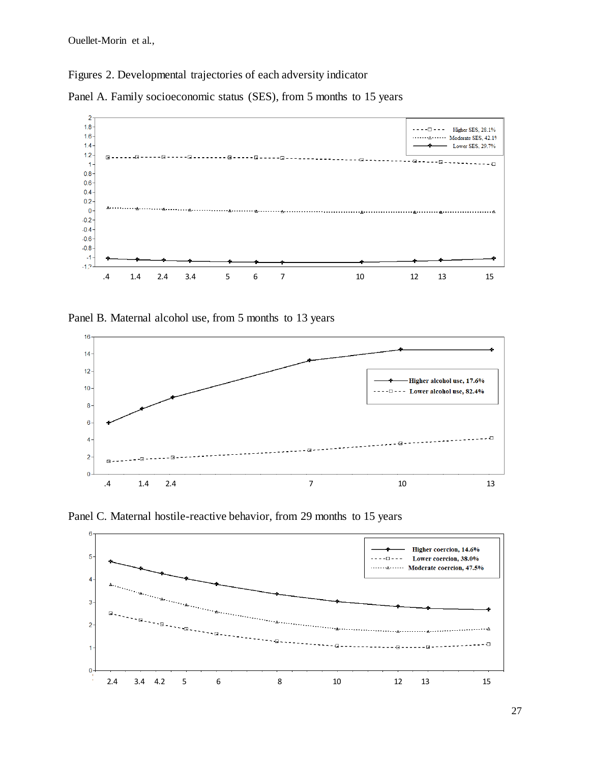Figures 2. Developmental trajectories of each adversity indicator

Panel A. Family socioeconomic status (SES), from 5 months to 15 years

2
1.8
1.6
1.4
1.2
1
0.8
0.6
0.4
0.2
0
-0.2
-0.4
-0.6
-0.8
-1
-1.2

Higher SES, 28.1%
Moderate SES, 42.1%
Lower SES, 29.7%

.4 1.4 2.4 3.4 5 6 7 10 12 13 15

Panel B. Maternal alcohol use, from 5 months to 13 years

16
14
12
10
8
6
4
2
0

Higher alcohol use, 17.6%
Lower alcohol use, 82.4%

.4 1.4 2.4 7 10 13

Panel C. Maternal hostile-reactive behavior, from 29 months to 15 years

6
5
4
3
2
1
0

Higher coercion, 14.6%
Lower coercion, 38.0%
Moderate coercion, 47.5%

2.4 3.4 4.2 5 6 8 10 12 13 15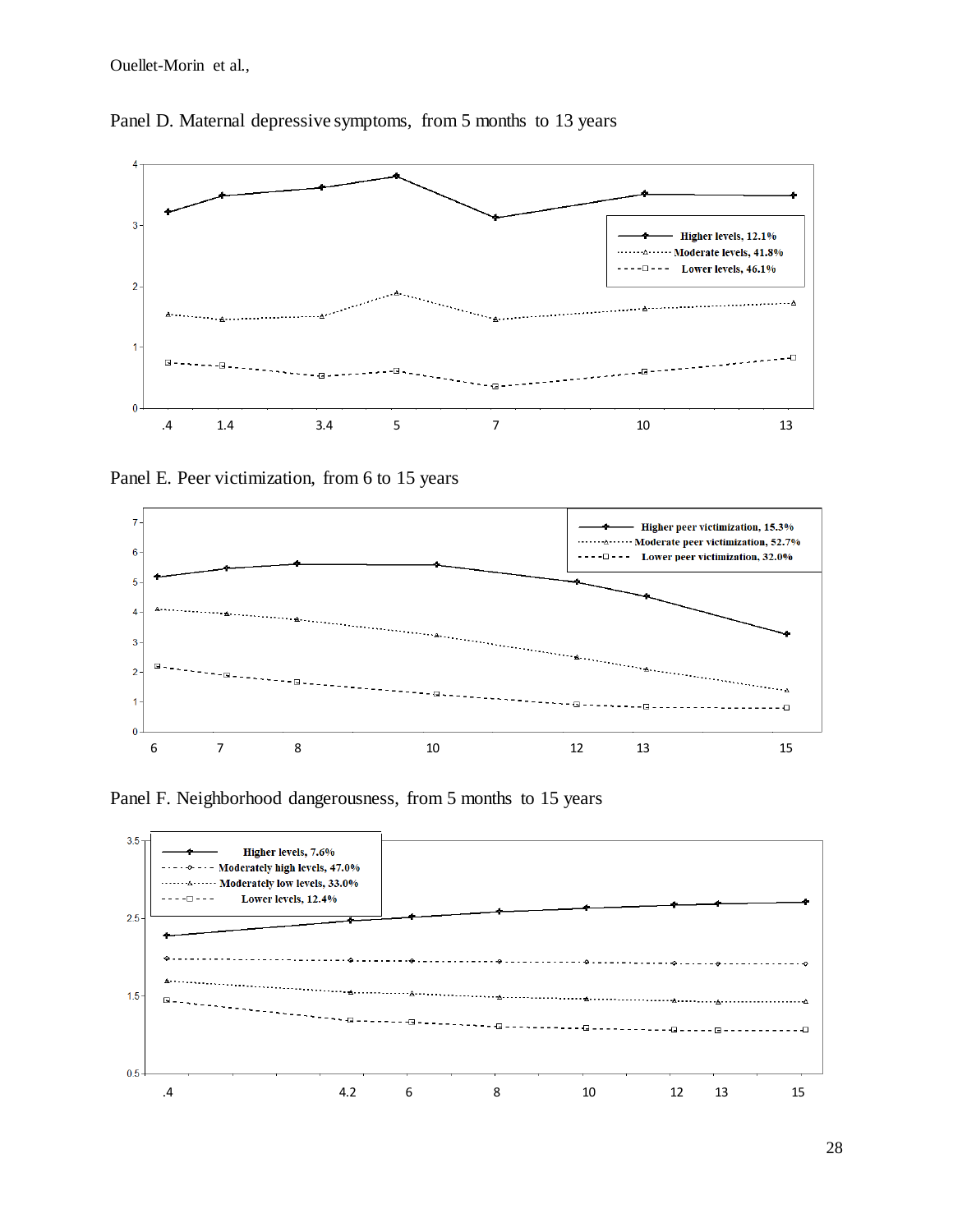Panel D. Maternal depressive symptoms, from 5 months to 13 years

Panel E. Peer victimization, from 6 to 15 years

Panel F. Neighborhood dangerousness, from 5 months to 15 years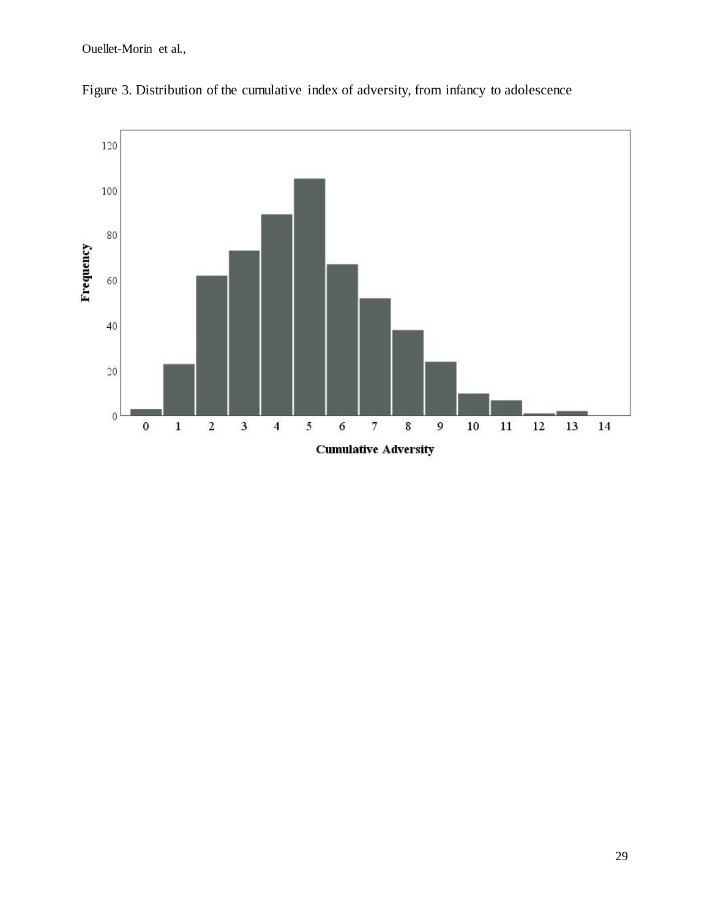Figure 3. Distribution of the cumulative index of adversity, from infancy to adolescence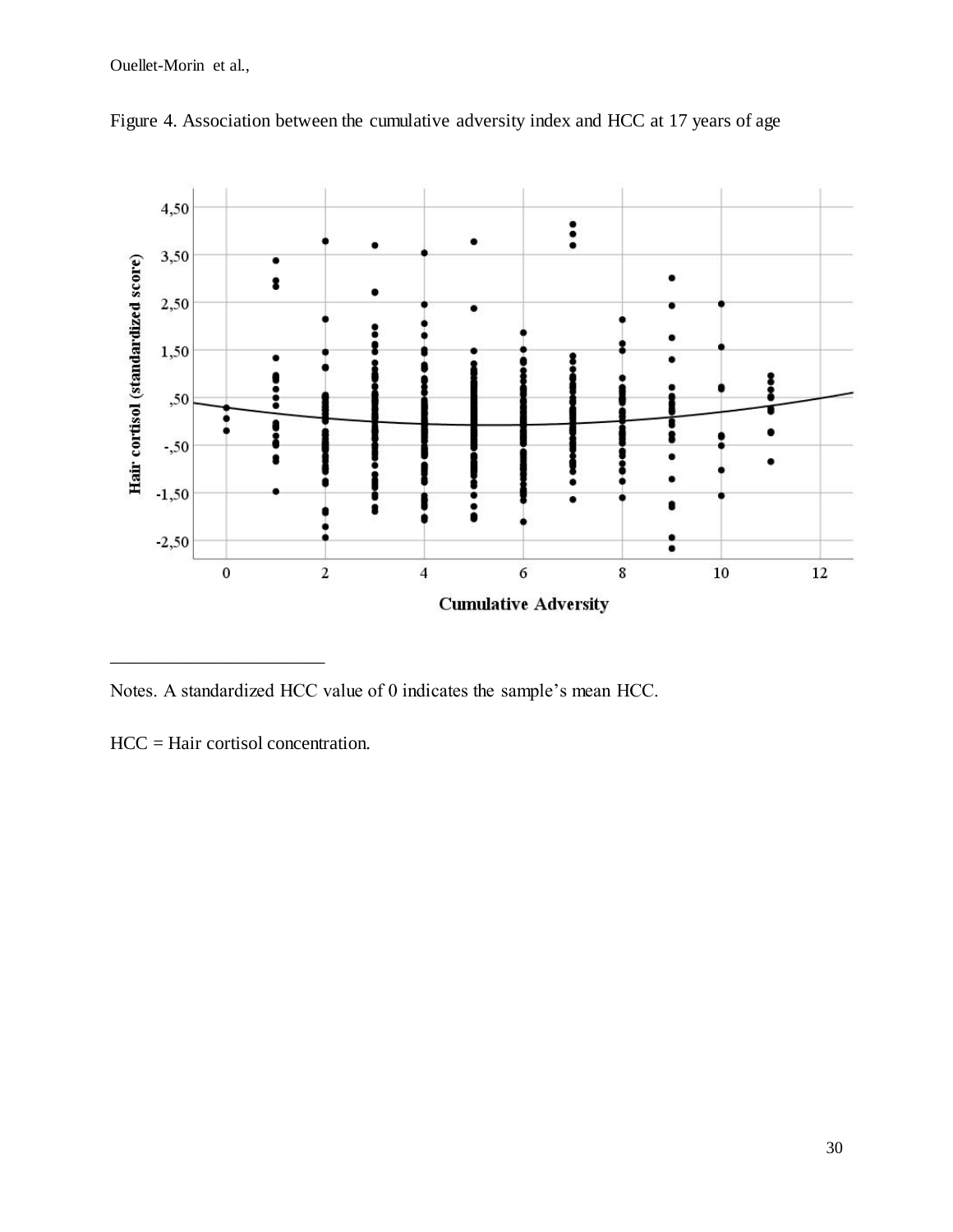Figure 4. Association between the cumulative adversity index and HCC at 17 years of age

Hair cortisol (standardized score)

4,50
3,50
2,50
1,50
,50
-,50
-1,50
-2,50

0 2 4 6 8 10 12

Cumulative Adversity

Notes. A standardized HCC value of 0 indicates the sample's mean HCC.

HCC = Hair cortisol concentration.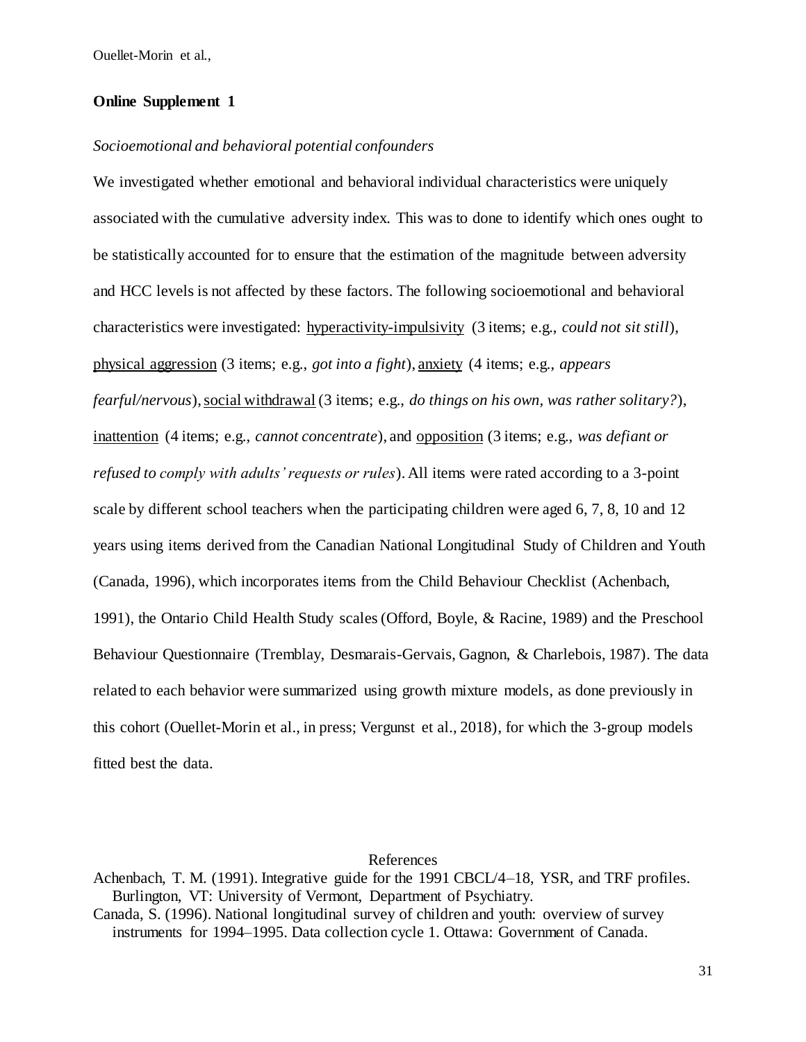**Online Supplement 1**

*Socioemotional and behavioral potential confounders*

We investigated whether emotional and behavioral individual characteristics were uniquely associated with the cumulative adversity index. This was to done to identify which ones ought to be statistically accounted for to ensure that the estimation of the magnitude between adversity and HCC levels is not affected by these factors. The following socioemotional and behavioral characteristics were investigated: hyperactivity-impulsivity (3 items; e.g., *could not sit still*), physical aggression (3 items; e.g., *got into a fight*), anxiety (4 items; e.g., *appears fearful/nervous*), social withdrawal (3 items; e.g., *do things on his own, was rather solitary?*), inattention (4 items; e.g., *cannot concentrate*), and opposition (3 items; e.g., *was defiant or refused to comply with adults' requests or rules*). All items were rated according to a 3-point scale by different school teachers when the participating children were aged 6, 7, 8, 10 and 12 years using items derived from the Canadian National Longitudinal Study of Children and Youth (Canada, 1996), which incorporates items from the Child Behaviour Checklist (Achenbach, 1991), the Ontario Child Health Study scales (Offord, Boyle, & Racine, 1989) and the Preschool Behaviour Questionnaire (Tremblay, Desmarais-Gervais, Gagnon, & Charlebois, 1987). The data related to each behavior were summarized using growth mixture models, as done previously in this cohort (Ouellet-Morin et al., in press; Vergunst et al., 2018), for which the 3-group models fitted best the data.

References

Achenbach, T. M. (1991). Integrative guide for the 1991 CBCL/4–18, YSR, and TRF profiles. Burlington, VT: University of Vermont, Department of Psychiatry.

Canada, S. (1996). National longitudinal survey of children and youth: overview of survey instruments for 1994–1995. Data collection cycle 1. Ottawa: Government of Canada.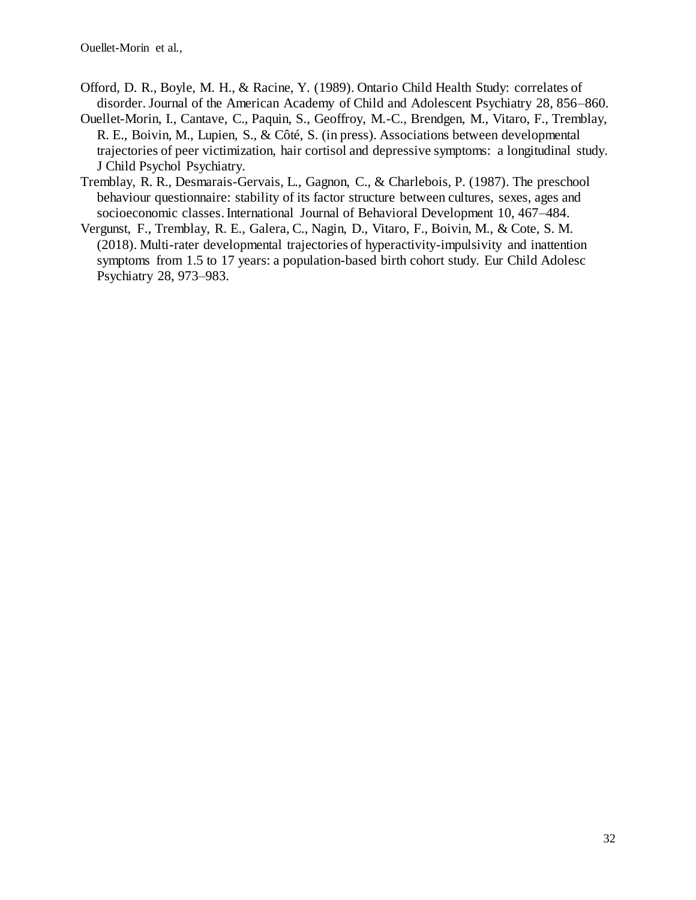Offord, D. R., Boyle, M. H., & Racine, Y. (1989). Ontario Child Health Study: correlates of disorder. Journal of the American Academy of Child and Adolescent Psychiatry 28, 856–860.

Ouellet-Morin, I., Cantave, C., Paquin, S., Geoffroy, M.-C., Brendgen, M., Vitaro, F., Tremblay, R. E., Boivin, M., Lupien, S., & Côté, S. (in press). Associations between developmental trajectories of peer victimization, hair cortisol and depressive symptoms: a longitudinal study. J Child Psychol Psychiatry.

Tremblay, R. R., Desmarais-Gervais, L., Gagnon, C., & Charlebois, P. (1987). The preschool behaviour questionnaire: stability of its factor structure between cultures, sexes, ages and socioeconomic classes. International Journal of Behavioral Development 10, 467–484.

Vergunst, F., Tremblay, R. E., Galera, C., Nagin, D., Vitaro, F., Boivin, M., & Cote, S. M. (2018). Multi-rater developmental trajectories of hyperactivity-impulsivity and inattention symptoms from 1.5 to 17 years: a population-based birth cohort study. Eur Child Adolesc Psychiatry 28, 973–983.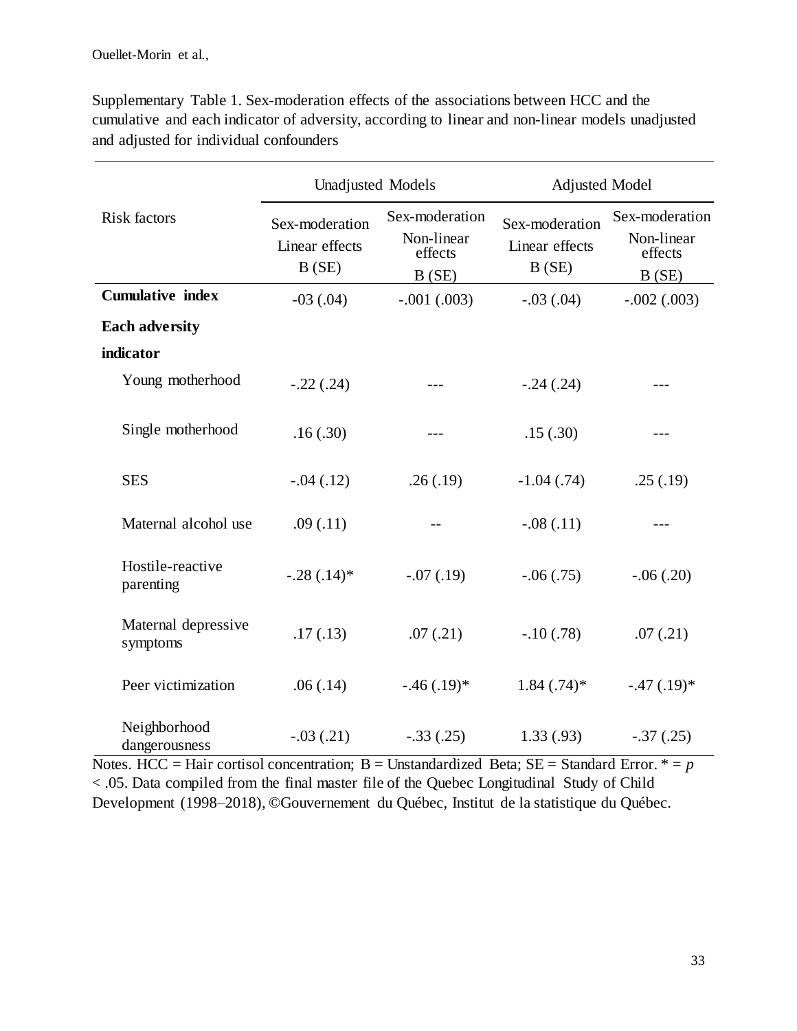Supplementary Table 1. Sex-moderation effects of the associations between HCC and the cumulative and each indicator of adversity, according to linear and non-linear models unadjusted and adjusted for individual confounders

| Risk factors | Unadjusted Models | | Adjusted Model | |
|---|---|---|---|---|
| | Sex-moderation Linear effects B (SE) | Sex-moderation Non-linear effects B (SE) | Sex-moderation Linear effects B (SE) | Sex-moderation Non-linear effects B (SE) |
| **Cumulative index** | -03 (.04) | -.001 (.003) | -.03 (.04) | -.002 (.003) |
| **Each adversity indicator** | | | | |
| Young motherhood | -.22 (.24) | --- | -.24 (.24) | --- |
| Single motherhood | .16 (.30) | --- | .15 (.30) | --- |
| SES | -.04 (.12) | .26 (.19) | -1.04 (.74) | .25 (.19) |
| Maternal alcohol use | .09 (.11) | -- | -.08 (.11) | --- |
| Hostile-reactive parenting | -.28 (.14)* | -.07 (.19) | -.06 (.75) | -.06 (.20) |
| Maternal depressive symptoms | .17 (.13) | .07 (.21) | -.10 (.78) | .07 (.21) |
| Peer victimization | .06 (.14) | -.46 (.19)* | 1.84 (.74)* | -.47 (.19)* |
| Neighborhood dangerousness | -.03 (.21) | -.33 (.25) | 1.33 (.93) | -.37 (.25) |

Notes. HCC = Hair cortisol concentration; B = Unstandardized Beta; SE = Standard Error. * = $p < .05$. Data compiled from the final master file of the Quebec Longitudinal Study of Child Development (1998–2018), ©Gouvernement du Québec, Institut de la statistique du Québec.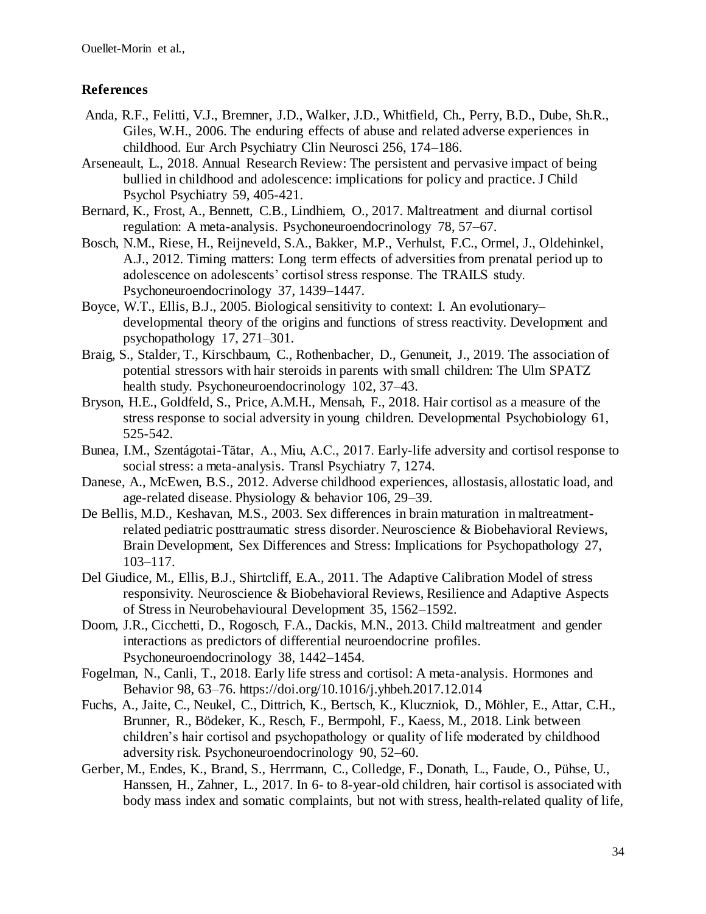## References

Anda, R.F., Felitti, V.J., Bremner, J.D., Walker, J.D., Whitfield, Ch., Perry, B.D., Dube, Sh.R., Giles, W.H., 2006. The enduring effects of abuse and related adverse experiences in childhood. Eur Arch Psychiatry Clin Neurosci 256, 174–186.

Arseneault, L., 2018. Annual Research Review: The persistent and pervasive impact of being bullied in childhood and adolescence: implications for policy and practice. J Child Psychol Psychiatry 59, 405-421.

Bernard, K., Frost, A., Bennett, C.B., Lindhiem, O., 2017. Maltreatment and diurnal cortisol regulation: A meta-analysis. Psychoneuroendocrinology 78, 57–67.

Bosch, N.M., Riese, H., Reijneveld, S.A., Bakker, M.P., Verhulst, F.C., Ormel, J., Oldehinkel, A.J., 2012. Timing matters: Long term effects of adversities from prenatal period up to adolescence on adolescents' cortisol stress response. The TRAILS study. Psychoneuroendocrinology 37, 1439–1447.

Boyce, W.T., Ellis, B.J., 2005. Biological sensitivity to context: I. An evolutionary–developmental theory of the origins and functions of stress reactivity. Development and psychopathology 17, 271–301.

Braig, S., Stalder, T., Kirschbaum, C., Rothenbacher, D., Genuneit, J., 2019. The association of potential stressors with hair steroids in parents with small children: The Ulm SPATZ health study. Psychoneuroendocrinology 102, 37–43.

Bryson, H.E., Goldfeld, S., Price, A.M.H., Mensah, F., 2018. Hair cortisol as a measure of the stress response to social adversity in young children. Developmental Psychobiology 61, 525-542.

Bunea, I.M., Szentágotai-Tătar, A., Miu, A.C., 2017. Early-life adversity and cortisol response to social stress: a meta-analysis. Transl Psychiatry 7, 1274.

Danese, A., McEwen, B.S., 2012. Adverse childhood experiences, allostasis, allostatic load, and age-related disease. Physiology & behavior 106, 29–39.

De Bellis, M.D., Keshavan, M.S., 2003. Sex differences in brain maturation in maltreatment-related pediatric posttraumatic stress disorder. Neuroscience & Biobehavioral Reviews, Brain Development, Sex Differences and Stress: Implications for Psychopathology 27, 103–117.

Del Giudice, M., Ellis, B.J., Shirtcliff, E.A., 2011. The Adaptive Calibration Model of stress responsivity. Neuroscience & Biobehavioral Reviews, Resilience and Adaptive Aspects of Stress in Neurobehavioural Development 35, 1562–1592.

Doom, J.R., Cicchetti, D., Rogosch, F.A., Dackis, M.N., 2013. Child maltreatment and gender interactions as predictors of differential neuroendocrine profiles. Psychoneuroendocrinology 38, 1442–1454.

Fogelman, N., Canli, T., 2018. Early life stress and cortisol: A meta-analysis. Hormones and Behavior 98, 63–76. https://doi.org/10.1016/j.yhbeh.2017.12.014

Fuchs, A., Jaite, C., Neukel, C., Dittrich, K., Bertsch, K., Kluczniok, D., Möhler, E., Attar, C.H., Brunner, R., Bödeker, K., Resch, F., Bermpohl, F., Kaess, M., 2018. Link between children's hair cortisol and psychopathology or quality of life moderated by childhood adversity risk. Psychoneuroendocrinology 90, 52–60.

Gerber, M., Endes, K., Brand, S., Herrmann, C., Colledge, F., Donath, L., Faude, O., Pühse, U., Hanssen, H., Zahner, L., 2017. In 6- to 8-year-old children, hair cortisol is associated with body mass index and somatic complaints, but not with stress, health-related quality of life,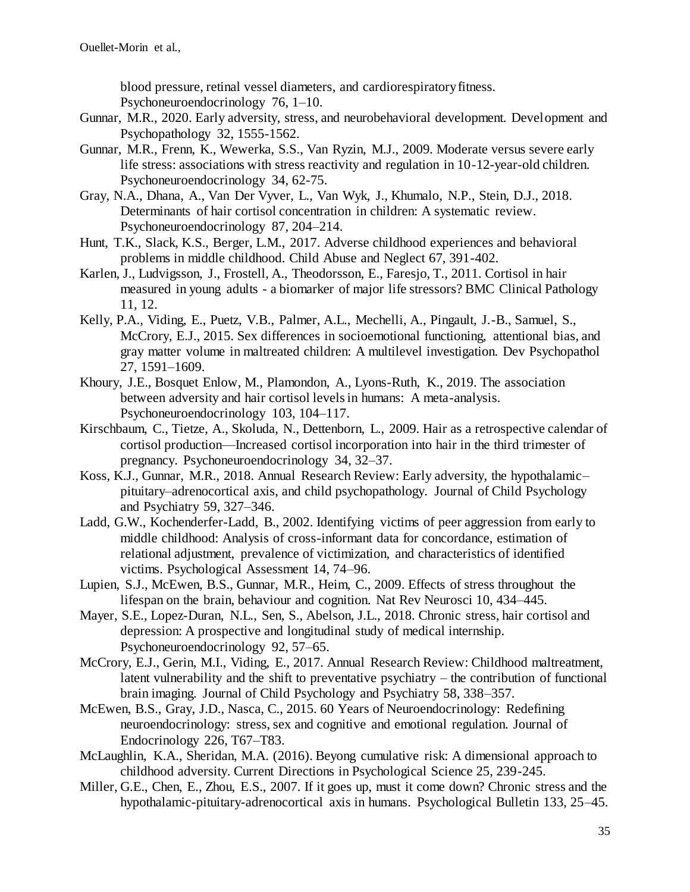blood pressure, retinal vessel diameters, and cardiorespiratory fitness. Psychoneuroendocrinology 76, 1–10.

Gunnar, M.R., 2020. Early adversity, stress, and neurobehavioral development. Development and Psychopathology 32, 1555-1562.

Gunnar, M.R., Frenn, K., Wewerka, S.S., Van Ryzin, M.J., 2009. Moderate versus severe early life stress: associations with stress reactivity and regulation in 10-12-year-old children. Psychoneuroendocrinology 34, 62-75.

Gray, N.A., Dhana, A., Van Der Vyver, L., Van Wyk, J., Khumalo, N.P., Stein, D.J., 2018. Determinants of hair cortisol concentration in children: A systematic review. Psychoneuroendocrinology 87, 204–214.

Hunt, T.K., Slack, K.S., Berger, L.M., 2017. Adverse childhood experiences and behavioral problems in middle childhood. Child Abuse and Neglect 67, 391-402.

Karlen, J., Ludvigsson, J., Frostell, A., Theodorsson, E., Faresjo, T., 2011. Cortisol in hair measured in young adults - a biomarker of major life stressors? BMC Clinical Pathology 11, 12.

Kelly, P.A., Viding, E., Puetz, V.B., Palmer, A.L., Mechelli, A., Pingault, J.-B., Samuel, S., McCrory, E.J., 2015. Sex differences in socioemotional functioning, attentional bias, and gray matter volume in maltreated children: A multilevel investigation. Dev Psychopathol 27, 1591–1609.

Khoury, J.E., Bosquet Enlow, M., Plamondon, A., Lyons-Ruth, K., 2019. The association between adversity and hair cortisol levels in humans: A meta-analysis. Psychoneuroendocrinology 103, 104–117.

Kirschbaum, C., Tietze, A., Skoluda, N., Dettenborn, L., 2009. Hair as a retrospective calendar of cortisol production—Increased cortisol incorporation into hair in the third trimester of pregnancy. Psychoneuroendocrinology 34, 32–37.

Koss, K.J., Gunnar, M.R., 2018. Annual Research Review: Early adversity, the hypothalamic–pituitary–adrenocortical axis, and child psychopathology. Journal of Child Psychology and Psychiatry 59, 327–346.

Ladd, G.W., Kochenderfer-Ladd, B., 2002. Identifying victims of peer aggression from early to middle childhood: Analysis of cross-informant data for concordance, estimation of relational adjustment, prevalence of victimization, and characteristics of identified victims. Psychological Assessment 14, 74–96.

Lupien, S.J., McEwen, B.S., Gunnar, M.R., Heim, C., 2009. Effects of stress throughout the lifespan on the brain, behaviour and cognition. Nat Rev Neurosci 10, 434–445.

Mayer, S.E., Lopez-Duran, N.L., Sen, S., Abelson, J.L., 2018. Chronic stress, hair cortisol and depression: A prospective and longitudinal study of medical internship. Psychoneuroendocrinology 92, 57–65.

McCrory, E.J., Gerin, M.I., Viding, E., 2017. Annual Research Review: Childhood maltreatment, latent vulnerability and the shift to preventative psychiatry – the contribution of functional brain imaging. Journal of Child Psychology and Psychiatry 58, 338–357.

McEwen, B.S., Gray, J.D., Nasca, C., 2015. 60 Years of Neuroendocrinology: Redefining neuroendocrinology: stress, sex and cognitive and emotional regulation. Journal of Endocrinology 226, T67–T83.

McLaughlin, K.A., Sheridan, M.A. (2016). Beyong cumulative risk: A dimensional approach to childhood adversity. Current Directions in Psychological Science 25, 239-245.

Miller, G.E., Chen, E., Zhou, E.S., 2007. If it goes up, must it come down? Chronic stress and the hypothalamic-pituitary-adrenocortical axis in humans. Psychological Bulletin 133, 25–45.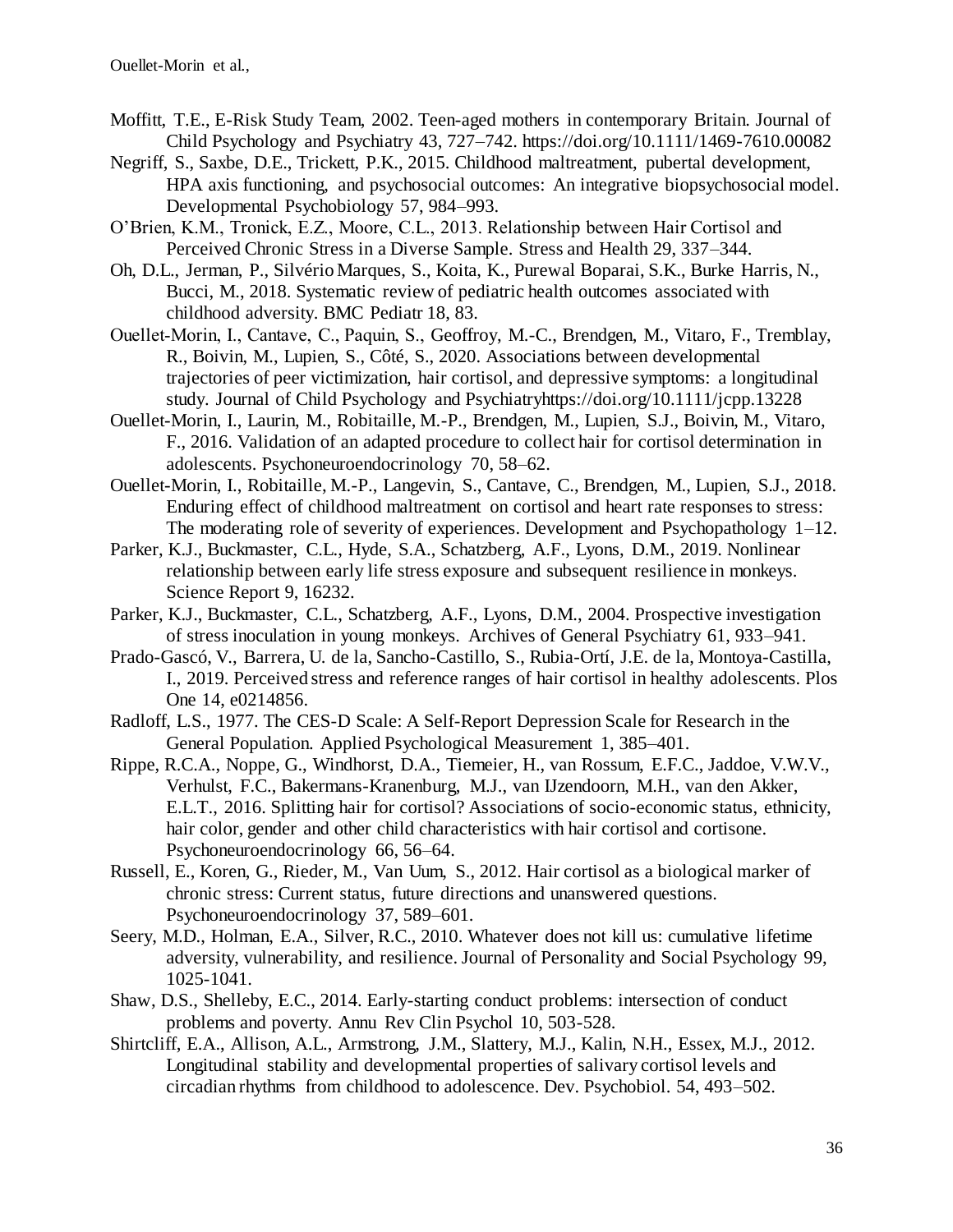Moffitt, T.E., E-Risk Study Team, 2002. Teen-aged mothers in contemporary Britain. Journal of Child Psychology and Psychiatry 43, 727–742. https://doi.org/10.1111/1469-7610.00082

Negriff, S., Saxbe, D.E., Trickett, P.K., 2015. Childhood maltreatment, pubertal development, HPA axis functioning, and psychosocial outcomes: An integrative biopsychosocial model. Developmental Psychobiology 57, 984–993.

O'Brien, K.M., Tronick, E.Z., Moore, C.L., 2013. Relationship between Hair Cortisol and Perceived Chronic Stress in a Diverse Sample. Stress and Health 29, 337–344.

Oh, D.L., Jerman, P., Silvério Marques, S., Koita, K., Purewal Boparai, S.K., Burke Harris, N., Bucci, M., 2018. Systematic review of pediatric health outcomes associated with childhood adversity. BMC Pediatr 18, 83.

Ouellet-Morin, I., Cantave, C., Paquin, S., Geoffroy, M.-C., Brendgen, M., Vitaro, F., Tremblay, R., Boivin, M., Lupien, S., Côté, S., 2020. Associations between developmental trajectories of peer victimization, hair cortisol, and depressive symptoms: a longitudinal study. Journal of Child Psychology and Psychiatryhttps://doi.org/10.1111/jcpp.13228

Ouellet-Morin, I., Laurin, M., Robitaille, M.-P., Brendgen, M., Lupien, S.J., Boivin, M., Vitaro, F., 2016. Validation of an adapted procedure to collect hair for cortisol determination in adolescents. Psychoneuroendocrinology 70, 58–62.

Ouellet-Morin, I., Robitaille, M.-P., Langevin, S., Cantave, C., Brendgen, M., Lupien, S.J., 2018. Enduring effect of childhood maltreatment on cortisol and heart rate responses to stress: The moderating role of severity of experiences. Development and Psychopathology 1–12.

Parker, K.J., Buckmaster, C.L., Hyde, S.A., Schatzberg, A.F., Lyons, D.M., 2019. Nonlinear relationship between early life stress exposure and subsequent resilience in monkeys. Science Report 9, 16232.

Parker, K.J., Buckmaster, C.L., Schatzberg, A.F., Lyons, D.M., 2004. Prospective investigation of stress inoculation in young monkeys. Archives of General Psychiatry 61, 933–941.

Prado-Gascó, V., Barrera, U. de la, Sancho-Castillo, S., Rubia-Ortí, J.E. de la, Montoya-Castilla, I., 2019. Perceived stress and reference ranges of hair cortisol in healthy adolescents. Plos One 14, e0214856.

Radloff, L.S., 1977. The CES-D Scale: A Self-Report Depression Scale for Research in the General Population. Applied Psychological Measurement 1, 385–401.

Rippe, R.C.A., Noppe, G., Windhorst, D.A., Tiemeier, H., van Rossum, E.F.C., Jaddoe, V.W.V., Verhulst, F.C., Bakermans-Kranenburg, M.J., van IJzendoorn, M.H., van den Akker, E.L.T., 2016. Splitting hair for cortisol? Associations of socio-economic status, ethnicity, hair color, gender and other child characteristics with hair cortisol and cortisone. Psychoneuroendocrinology 66, 56–64.

Russell, E., Koren, G., Rieder, M., Van Uum, S., 2012. Hair cortisol as a biological marker of chronic stress: Current status, future directions and unanswered questions. Psychoneuroendocrinology 37, 589–601.

Seery, M.D., Holman, E.A., Silver, R.C., 2010. Whatever does not kill us: cumulative lifetime adversity, vulnerability, and resilience. Journal of Personality and Social Psychology 99, 1025-1041.

Shaw, D.S., Shelleby, E.C., 2014. Early-starting conduct problems: intersection of conduct problems and poverty. Annu Rev Clin Psychol 10, 503-528.

Shirtcliff, E.A., Allison, A.L., Armstrong, J.M., Slattery, M.J., Kalin, N.H., Essex, M.J., 2012. Longitudinal stability and developmental properties of salivary cortisol levels and circadian rhythms from childhood to adolescence. Dev. Psychobiol. 54, 493–502.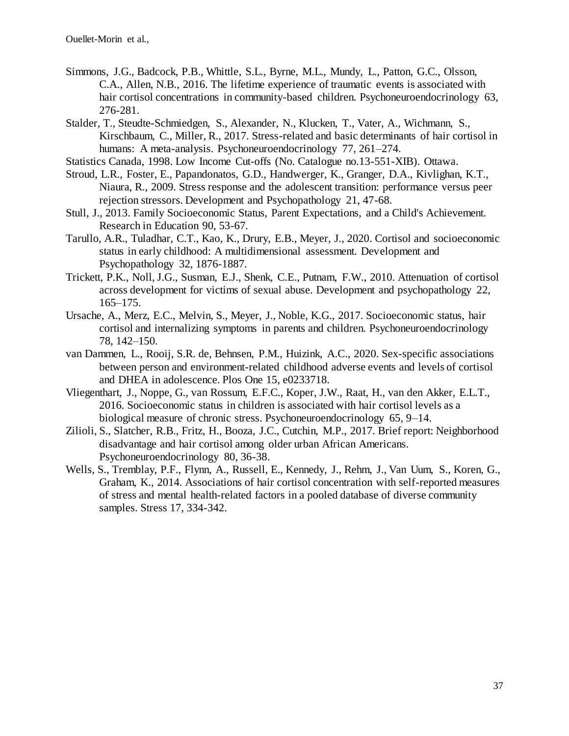Simmons, J.G., Badcock, P.B., Whittle, S.L., Byrne, M.L., Mundy, L., Patton, G.C., Olsson, C.A., Allen, N.B., 2016. The lifetime experience of traumatic events is associated with hair cortisol concentrations in community-based children. Psychoneuroendocrinology 63, 276-281.

Stalder, T., Steudte-Schmiedgen, S., Alexander, N., Klucken, T., Vater, A., Wichmann, S., Kirschbaum, C., Miller, R., 2017. Stress-related and basic determinants of hair cortisol in humans: A meta-analysis. Psychoneuroendocrinology 77, 261–274.

Statistics Canada, 1998. Low Income Cut-offs (No. Catalogue no.13-551-XIB). Ottawa.

Stroud, L.R., Foster, E., Papandonatos, G.D., Handwerger, K., Granger, D.A., Kivlighan, K.T., Niaura, R., 2009. Stress response and the adolescent transition: performance versus peer rejection stressors. Development and Psychopathology 21, 47-68.

Stull, J., 2013. Family Socioeconomic Status, Parent Expectations, and a Child's Achievement. Research in Education 90, 53-67.

Tarullo, A.R., Tuladhar, C.T., Kao, K., Drury, E.B., Meyer, J., 2020. Cortisol and socioeconomic status in early childhood: A multidimensional assessment. Development and Psychopathology 32, 1876-1887.

Trickett, P.K., Noll, J.G., Susman, E.J., Shenk, C.E., Putnam, F.W., 2010. Attenuation of cortisol across development for victims of sexual abuse. Development and psychopathology 22, 165–175.

Ursache, A., Merz, E.C., Melvin, S., Meyer, J., Noble, K.G., 2017. Socioeconomic status, hair cortisol and internalizing symptoms in parents and children. Psychoneuroendocrinology 78, 142–150.

van Dammen, L., Rooij, S.R. de, Behnsen, P.M., Huizink, A.C., 2020. Sex-specific associations between person and environment-related childhood adverse events and levels of cortisol and DHEA in adolescence. Plos One 15, e0233718.

Vliegenthart, J., Noppe, G., van Rossum, E.F.C., Koper, J.W., Raat, H., van den Akker, E.L.T., 2016. Socioeconomic status in children is associated with hair cortisol levels as a biological measure of chronic stress. Psychoneuroendocrinology 65, 9–14.

Zilioli, S., Slatcher, R.B., Fritz, H., Booza, J.C., Cutchin, M.P., 2017. Brief report: Neighborhood disadvantage and hair cortisol among older urban African Americans. Psychoneuroendocrinology 80, 36-38.

Wells, S., Tremblay, P.F., Flynn, A., Russell, E., Kennedy, J., Rehm, J., Van Uum, S., Koren, G., Graham, K., 2014. Associations of hair cortisol concentration with self-reported measures of stress and mental health-related factors in a pooled database of diverse community samples. Stress 17, 334-342.